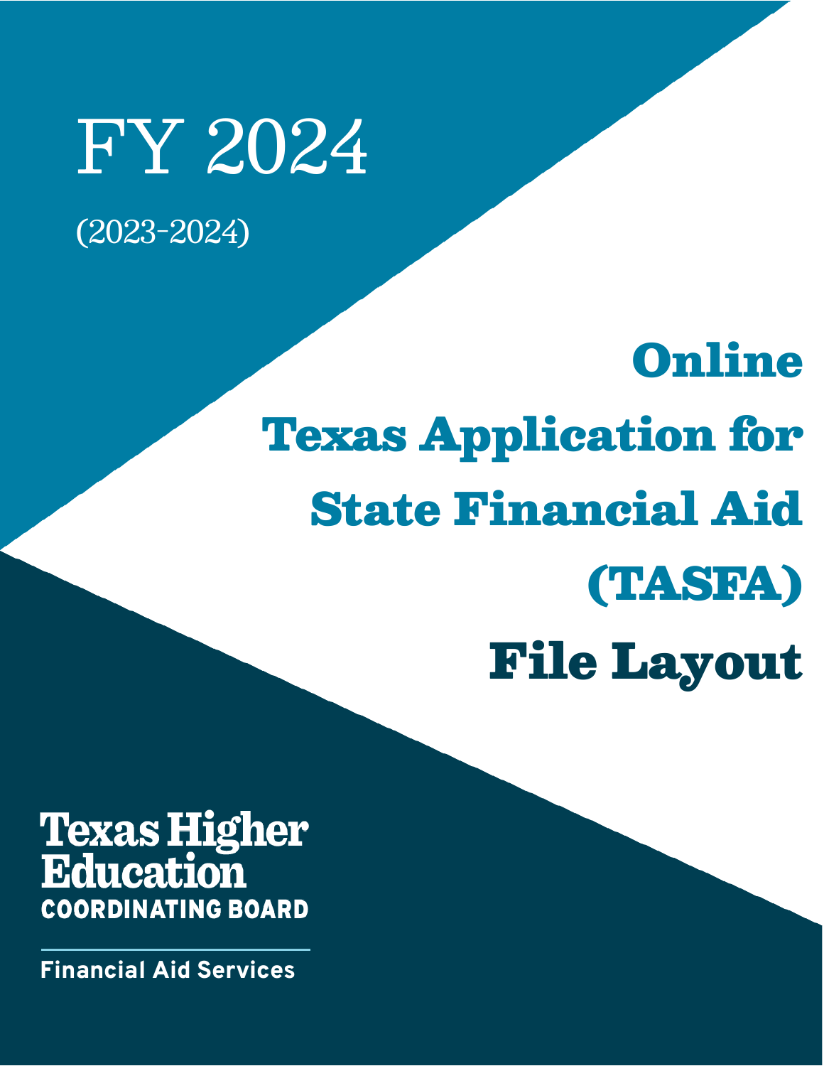# FY 2024

(2023-2024)

# Online Texas Application for State Financial Aid (TASFA) File Layout

**Texas Higher Education COORDINATING BOARD**

**Financial Aid Services**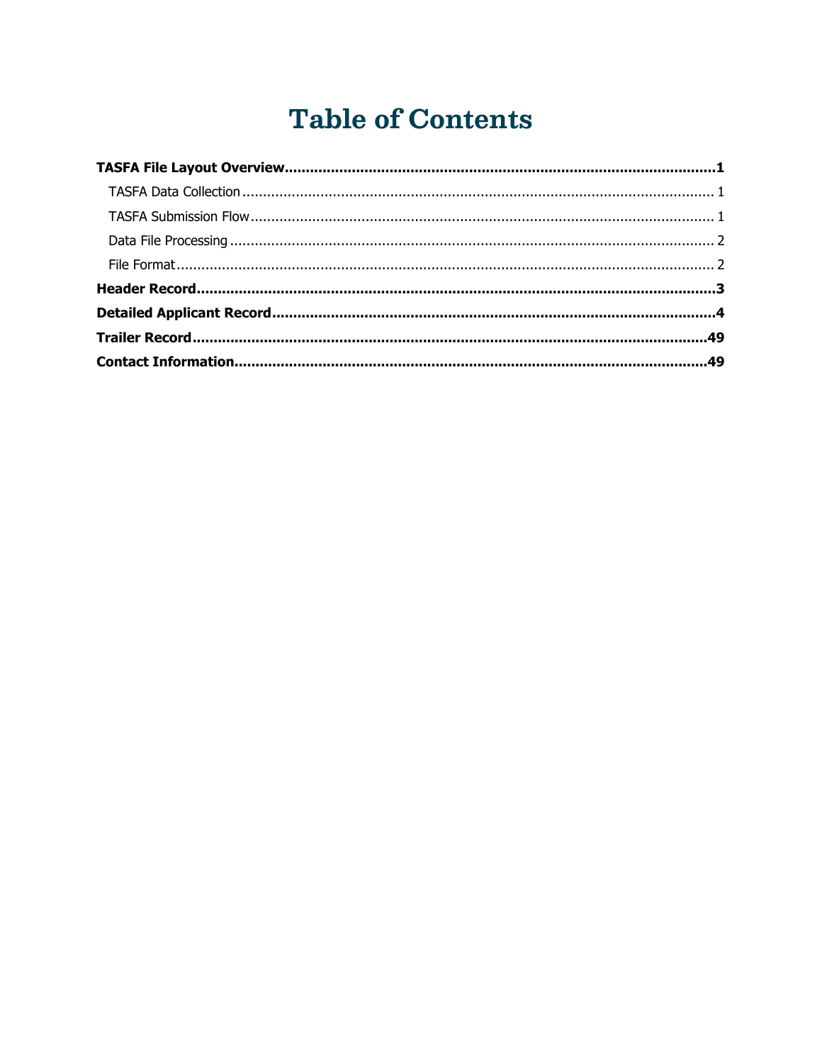# Table of Contents

**TASFA File Layout Overview** ........ **1**

- TASFA Data Collection ........ 1
- TASFA Submission Flow ........ 1
- Data File Processing ........ 2
- File Format ........ 2

**Header Record** ........ **3**

**Detailed Applicant Record** ........ **4**

**Trailer Record** ........ **49**

**Contact Information** ........ **49**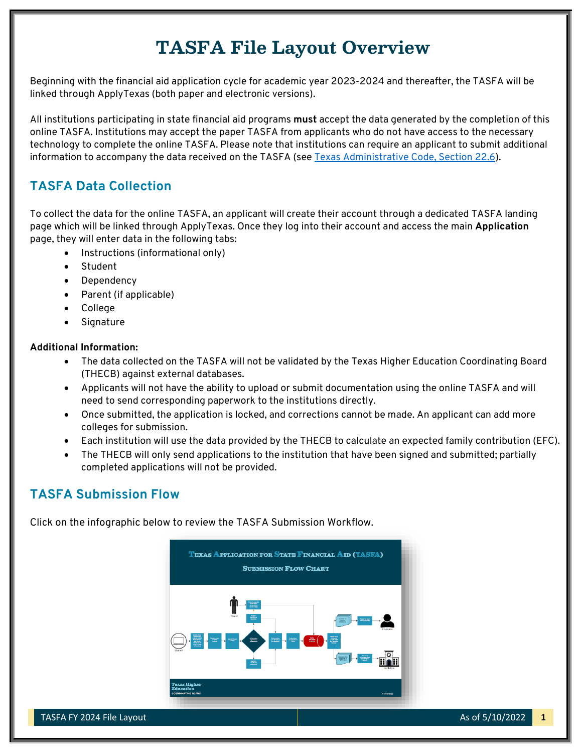# TASFA File Layout Overview

Beginning with the financial aid application cycle for academic year 2023-2024 and thereafter, the TASFA will be linked through ApplyTexas (both paper and electronic versions).

All institutions participating in state financial aid programs **must** accept the data generated by the completion of this online TASFA. Institutions may accept the paper TASFA from applicants who do not have access to the necessary technology to complete the online TASFA. Please note that institutions can require an applicant to submit additional information to accompany the data received on the TASFA (see Texas Administrative Code, Section 22.6).

## TASFA Data Collection

To collect the data for the online TASFA, an applicant will create their account through a dedicated TASFA landing page which will be linked through ApplyTexas. Once they log into their account and access the main **Application** page, they will enter data in the following tabs:

- Instructions (informational only)
- Student
- Dependency
- Parent (if applicable)
- College
- Signature

**Additional Information:**

- The data collected on the TASFA will not be validated by the Texas Higher Education Coordinating Board (THECB) against external databases.
- Applicants will not have the ability to upload or submit documentation using the online TASFA and will need to send corresponding paperwork to the institutions directly.
- Once submitted, the application is locked, and corrections cannot be made. An applicant can add more colleges for submission.
- Each institution will use the data provided by the THECB to calculate an expected family contribution (EFC).
- The THECB will only send applications to the institution that have been signed and submitted; partially completed applications will not be provided.

## TASFA Submission Flow

Click on the infographic below to review the TASFA Submission Workflow.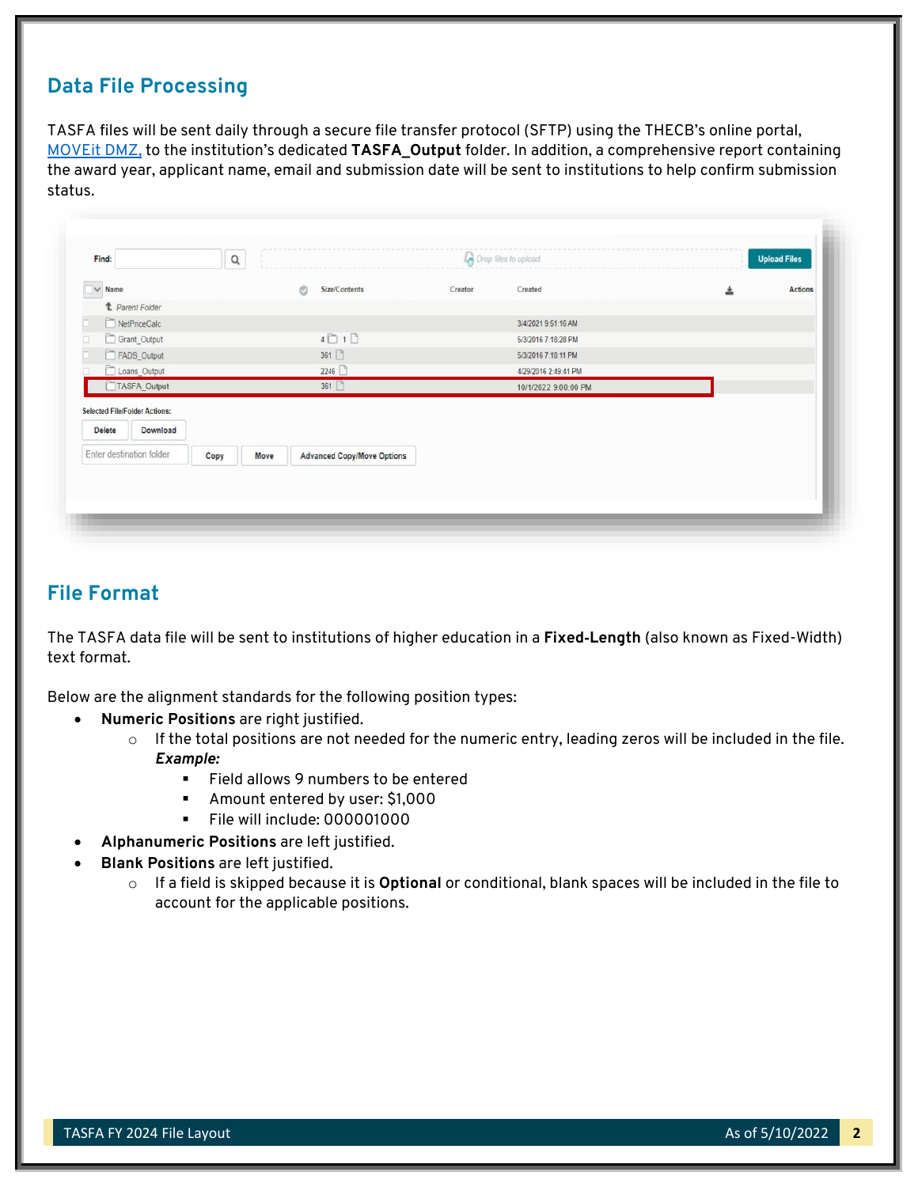## Data File Processing

TASFA files will be sent daily through a secure file transfer protocol (SFTP) using the THECB's online portal, MOVEit DMZ, to the institution's dedicated **TASFA_Output** folder. In addition, a comprehensive report containing the award year, applicant name, email and submission date will be sent to institutions to help confirm submission status.

## File Format

The TASFA data file will be sent to institutions of higher education in a **Fixed-Length** (also known as Fixed-Width) text format.

Below are the alignment standards for the following position types:

- **Numeric Positions** are right justified.
  - If the total positions are not needed for the numeric entry, leading zeros will be included in the file. ***Example:***
    - Field allows 9 numbers to be entered
    - Amount entered by user: $1,000
    - File will include: 000001000
- **Alphanumeric Positions** are left justified.
- **Blank Positions** are left justified.
  - If a field is skipped because it is **Optional** or conditional, blank spaces will be included in the file to account for the applicable positions.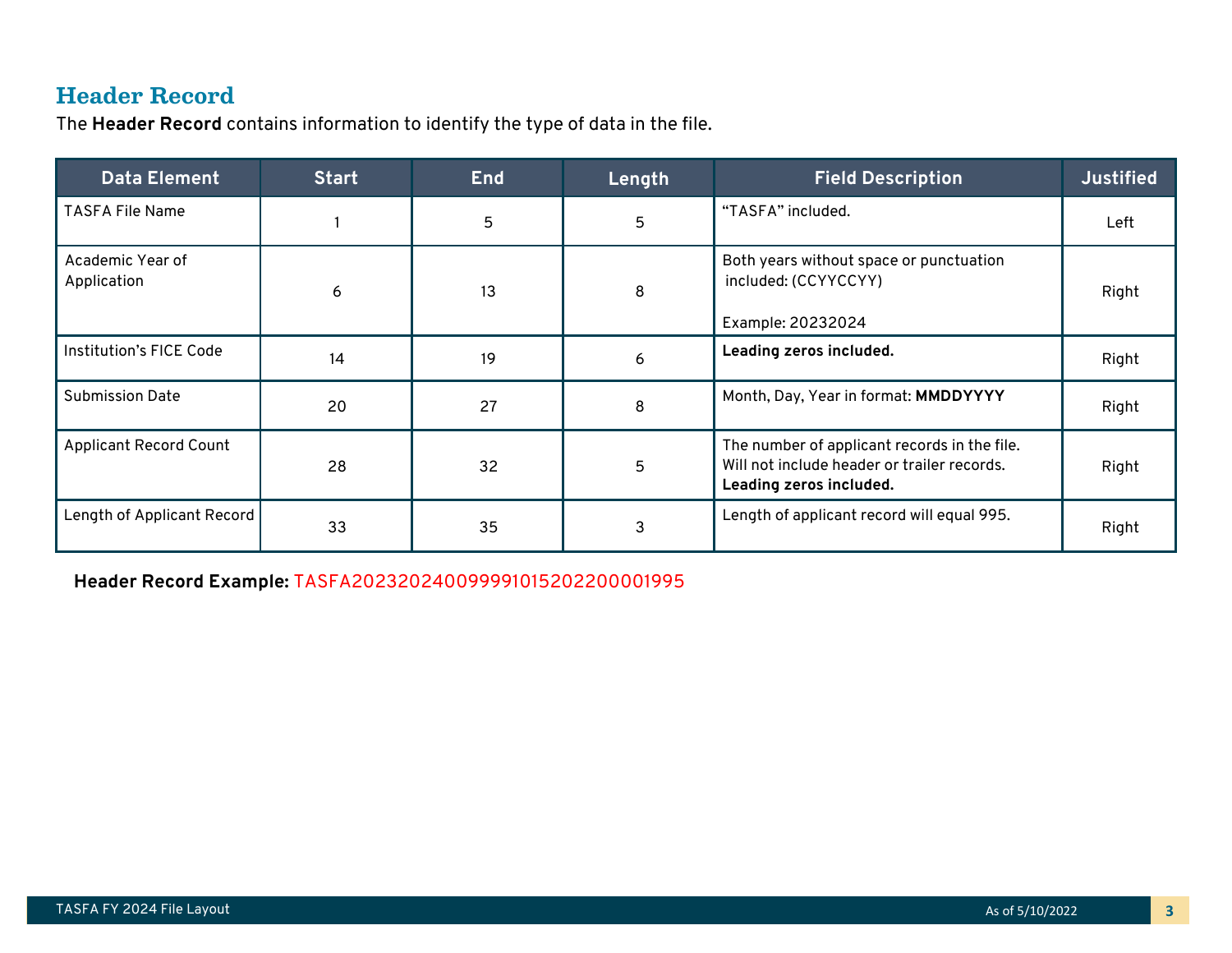## Header Record

The **Header Record** contains information to identify the type of data in the file.

| Data Element | Start | End | Length | Field Description | Justified |
|---|---|---|---|---|---|
| TASFA File Name | 1 | 5 | 5 | "TASFA" included. | Left |
| Academic Year of Application | 6 | 13 | 8 | Both years without space or punctuation included: (CCYYCCYY)<br><br>Example: 20232024 | Right |
| Institution's FICE Code | 14 | 19 | 6 | **Leading zeros included.** | Right |
| Submission Date | 20 | 27 | 8 | Month, Day, Year in format: **MMDDYYYY** | Right |
| Applicant Record Count | 28 | 32 | 5 | The number of applicant records in the file. Will not include header or trailer records. **Leading zeros included.** | Right |
| Length of Applicant Record | 33 | 35 | 3 | Length of applicant record will equal 995. | Right |

**Header Record Example:** TASFA2023202400999910152022000001995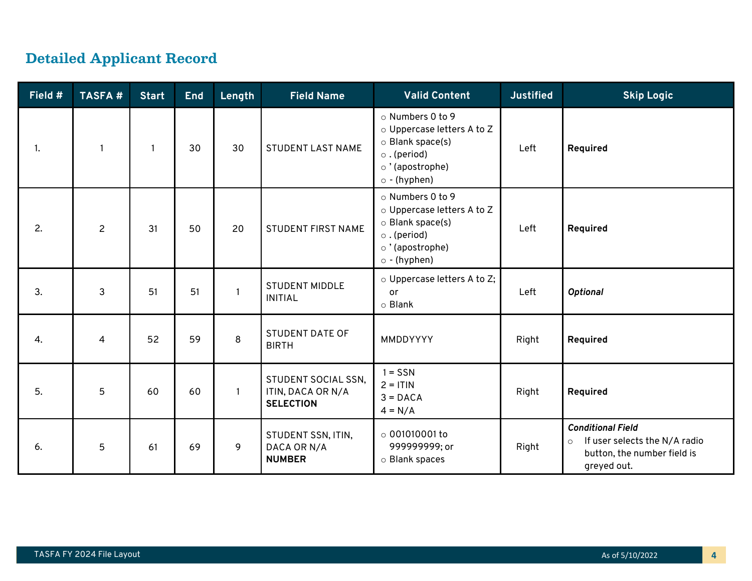## Detailed Applicant Record

| Field # | TASFA # | Start | End | Length | Field Name | Valid Content | Justified | Skip Logic |
|---|---|---|---|---|---|---|---|---|
| 1. | 1 | 1 | 30 | 30 | STUDENT LAST NAME | ○ Numbers 0 to 9<br>○ Uppercase letters A to Z<br>○ Blank space(s)<br>○ . (period)<br>○ ' (apostrophe)<br>○ - (hyphen) | Left | **Required** |
| 2. | 2 | 31 | 50 | 20 | STUDENT FIRST NAME | ○ Numbers 0 to 9<br>○ Uppercase letters A to Z<br>○ Blank space(s)<br>○ . (period)<br>○ ' (apostrophe)<br>○ - (hyphen) | Left | **Required** |
| 3. | 3 | 51 | 51 | 1 | STUDENT MIDDLE INITIAL | ○ Uppercase letters A to Z; or<br>○ Blank | Left | ***Optional*** |
| 4. | 4 | 52 | 59 | 8 | STUDENT DATE OF BIRTH | MMDDYYYY | Right | **Required** |
| 5. | 5 | 60 | 60 | 1 | STUDENT SOCIAL SSN, ITIN, DACA OR N/A **SELECTION** | 1 = SSN<br>2 = ITIN<br>3 = DACA<br>4 = N/A | Right | **Required** |
| 6. | 5 | 61 | 69 | 9 | STUDENT SSN, ITIN, DACA OR N/A **NUMBER** | ○ 001010001 to 999999999; or<br>○ Blank spaces | Right | ***Conditional Field***<br>○ If user selects the N/A radio button, the number field is greyed out. |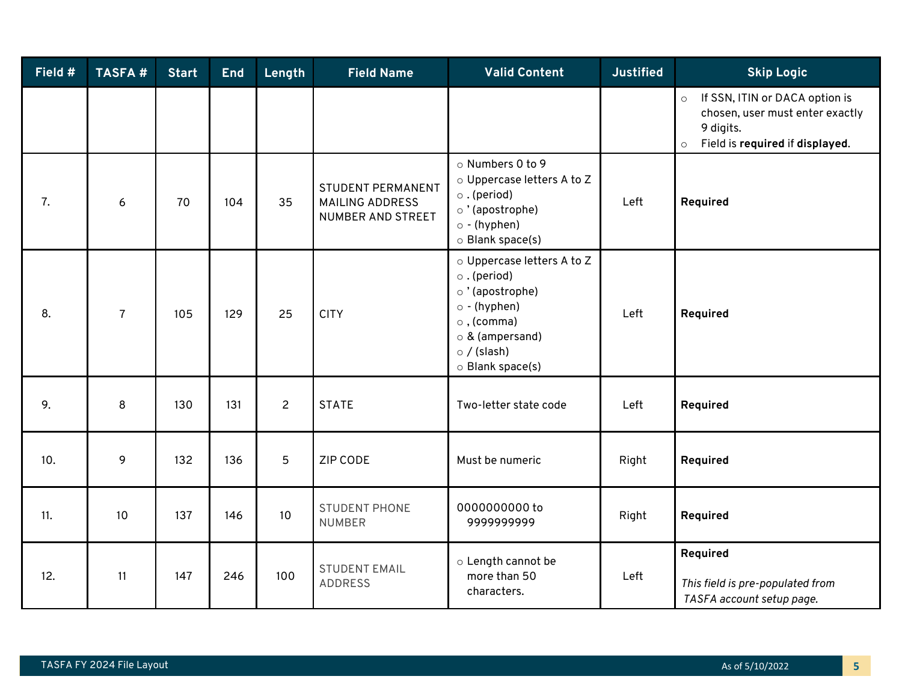| Field # | TASFA # | Start | End | Length | Field Name | Valid Content | Justified | Skip Logic |
|---|---|---|---|---|---|---|---|---|
| | | | | | | | | ○ If SSN, ITIN or DACA option is chosen, user must enter exactly 9 digits.<br>○ Field is **required** if **displayed.** |
| 7. | 6 | 70 | 104 | 35 | STUDENT PERMANENT MAILING ADDRESS NUMBER AND STREET | ○ Numbers 0 to 9<br>○ Uppercase letters A to Z<br>○ . (period)<br>○ ' (apostrophe)<br>○ - (hyphen)<br>○ Blank space(s) | Left | **Required** |
| 8. | 7 | 105 | 129 | 25 | CITY | ○ Uppercase letters A to Z<br>○ . (period)<br>○ ' (apostrophe)<br>○ - (hyphen)<br>○ , (comma)<br>○ & (ampersand)<br>○ / (slash)<br>○ Blank space(s) | Left | **Required** |
| 9. | 8 | 130 | 131 | 2 | STATE | Two-letter state code | Left | **Required** |
| 10. | 9 | 132 | 136 | 5 | ZIP CODE | Must be numeric | Right | **Required** |
| 11. | 10 | 137 | 146 | 10 | STUDENT PHONE NUMBER | 0000000000 to 9999999999 | Right | **Required** |
| 12. | 11 | 147 | 246 | 100 | STUDENT EMAIL ADDRESS | ○ Length cannot be more than 50 characters. | Left | **Required**<br><br>*This field is pre-populated from TASFA account setup page.* |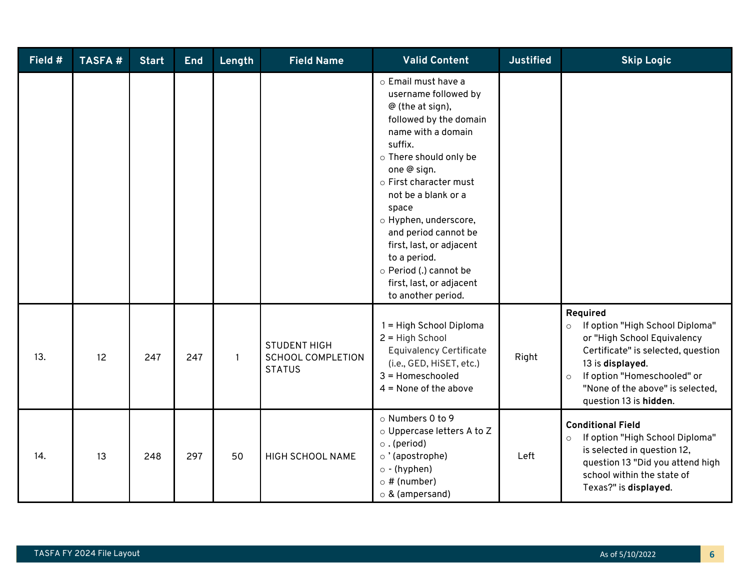| Field # | TASFA # | Start | End | Length | Field Name | Valid Content | Justified | Skip Logic |
|---|---|---|---|---|---|---|---|---|
| | | | | | | ○ Email must have a username followed by @ (the at sign), followed by the domain name with a domain suffix.<br>○ There should only be one @ sign.<br>○ First character must not be a blank or a space<br>○ Hyphen, underscore, and period cannot be first, last, or adjacent to a period.<br>○ Period (.) cannot be first, last, or adjacent to another period. | | |
| 13. | 12 | 247 | 247 | 1 | STUDENT HIGH SCHOOL COMPLETION STATUS | 1 = High School Diploma<br>2 = High School Equivalency Certificate (i.e., GED, HiSET, etc.)<br>3 = Homeschooled<br>4 = None of the above | Right | **Required**<br>○ If option "High School Diploma" or "High School Equivalency Certificate" is selected, question 13 is **displayed**.<br>○ If option "Homeschooled" or "None of the above" is selected, question 13 is **hidden**. |
| 14. | 13 | 248 | 297 | 50 | HIGH SCHOOL NAME | ○ Numbers 0 to 9<br>○ Uppercase letters A to Z<br>○ . (period)<br>○ ’ (apostrophe)<br>○ - (hyphen)<br>○ # (number)<br>○ & (ampersand) | Left | **Conditional Field**<br>○ If option "High School Diploma" is selected in question 12, question 13 "Did you attend high school within the state of Texas?" is **displayed**. |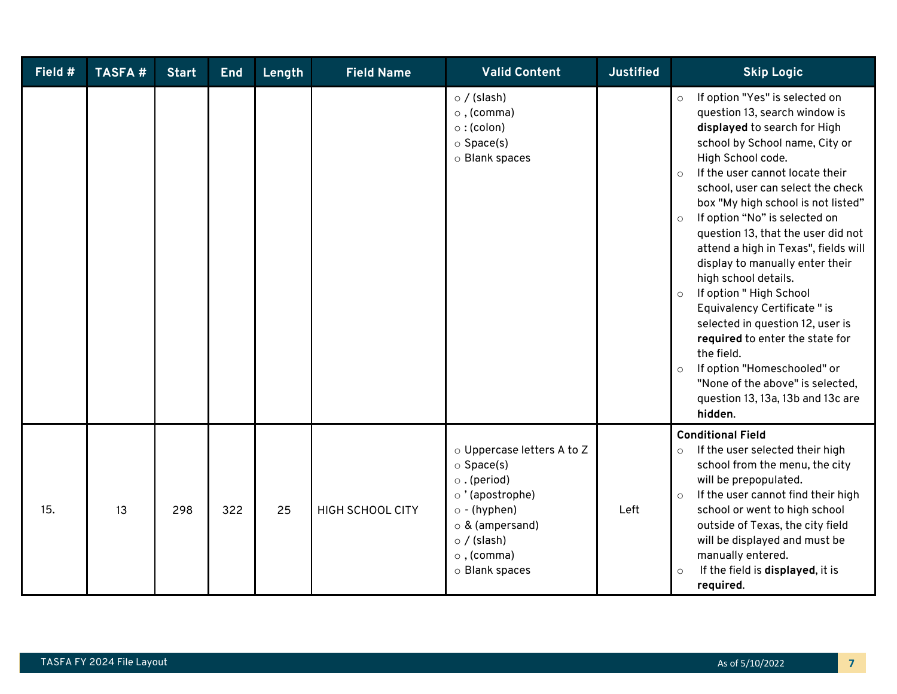| Field # | TASFA # | Start | End | Length | Field Name | Valid Content | Justified | Skip Logic |
|---|---|---|---|---|---|---|---|---|
| | | | | | | ○ / (slash)<br>○ , (comma)<br>○ : (colon)<br>○ Space(s)<br>○ Blank spaces | | ○ If option "Yes" is selected on question 13, search window is **displayed** to search for High school by School name, City or High School code.<br>○ If the user cannot locate their school, user can select the check box "My high school is not listed"<br>○ If option "No" is selected on question 13, that the user did not attend a high in Texas", fields will display to manually enter their high school details.<br>○ If option " High School Equivalency Certificate " is selected in question 12, user is **required** to enter the state for the field.<br>○ If option "Homeschooled" or "None of the above" is selected, question 13, 13a, 13b and 13c are **hidden**. |
| 15. | 13 | 298 | 322 | 25 | HIGH SCHOOL CITY | ○ Uppercase letters A to Z<br>○ Space(s)<br>○ . (period)<br>○ ' (apostrophe)<br>○ - (hyphen)<br>○ & (ampersand)<br>○ / (slash)<br>○ , (comma)<br>○ Blank spaces | Left | **Conditional Field**<br>○ If the user selected their high school from the menu, the city will be prepopulated.<br>○ If the user cannot find their high school or went to high school outside of Texas, the city field will be displayed and must be manually entered.<br>○ If the field is **displayed**, it is **required**. |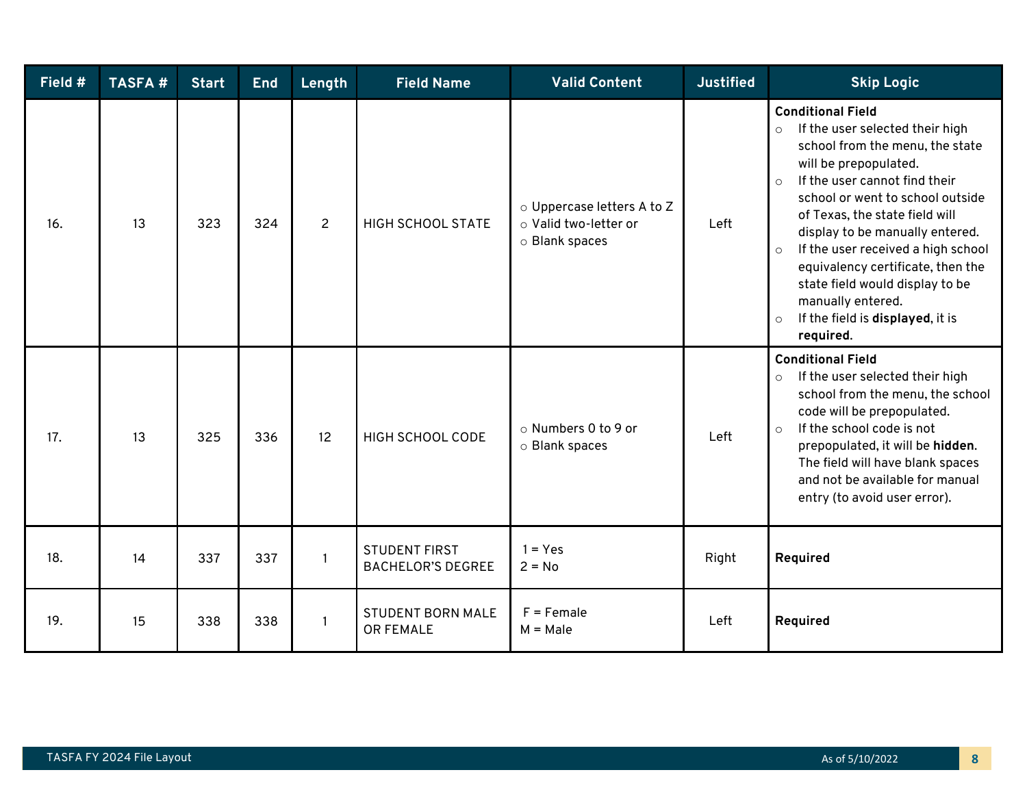| Field # | TASFA # | Start | End | Length | Field Name | Valid Content | Justified | Skip Logic |
|---|---|---|---|---|---|---|---|---|
| 16. | 13 | 323 | 324 | 2 | HIGH SCHOOL STATE | ○ Uppercase letters A to Z<br>○ Valid two-letter or<br>○ Blank spaces | Left | **Conditional Field**<br>○ If the user selected their high school from the menu, the state will be prepopulated.<br>○ If the user cannot find their school or went to school outside of Texas, the state field will display to be manually entered.<br>○ If the user received a high school equivalency certificate, then the state field would display to be manually entered.<br>○ If the field is **displayed**, it is **required**. |
| 17. | 13 | 325 | 336 | 12 | HIGH SCHOOL CODE | ○ Numbers 0 to 9 or<br>○ Blank spaces | Left | **Conditional Field**<br>○ If the user selected their high school from the menu, the school code will be prepopulated.<br>○ If the school code is not prepopulated, it will be **hidden**. The field will have blank spaces and not be available for manual entry (to avoid user error). |
| 18. | 14 | 337 | 337 | 1 | STUDENT FIRST BACHELOR'S DEGREE | 1 = Yes<br>2 = No | Right | **Required** |
| 19. | 15 | 338 | 338 | 1 | STUDENT BORN MALE OR FEMALE | F = Female<br>M = Male | Left | **Required** |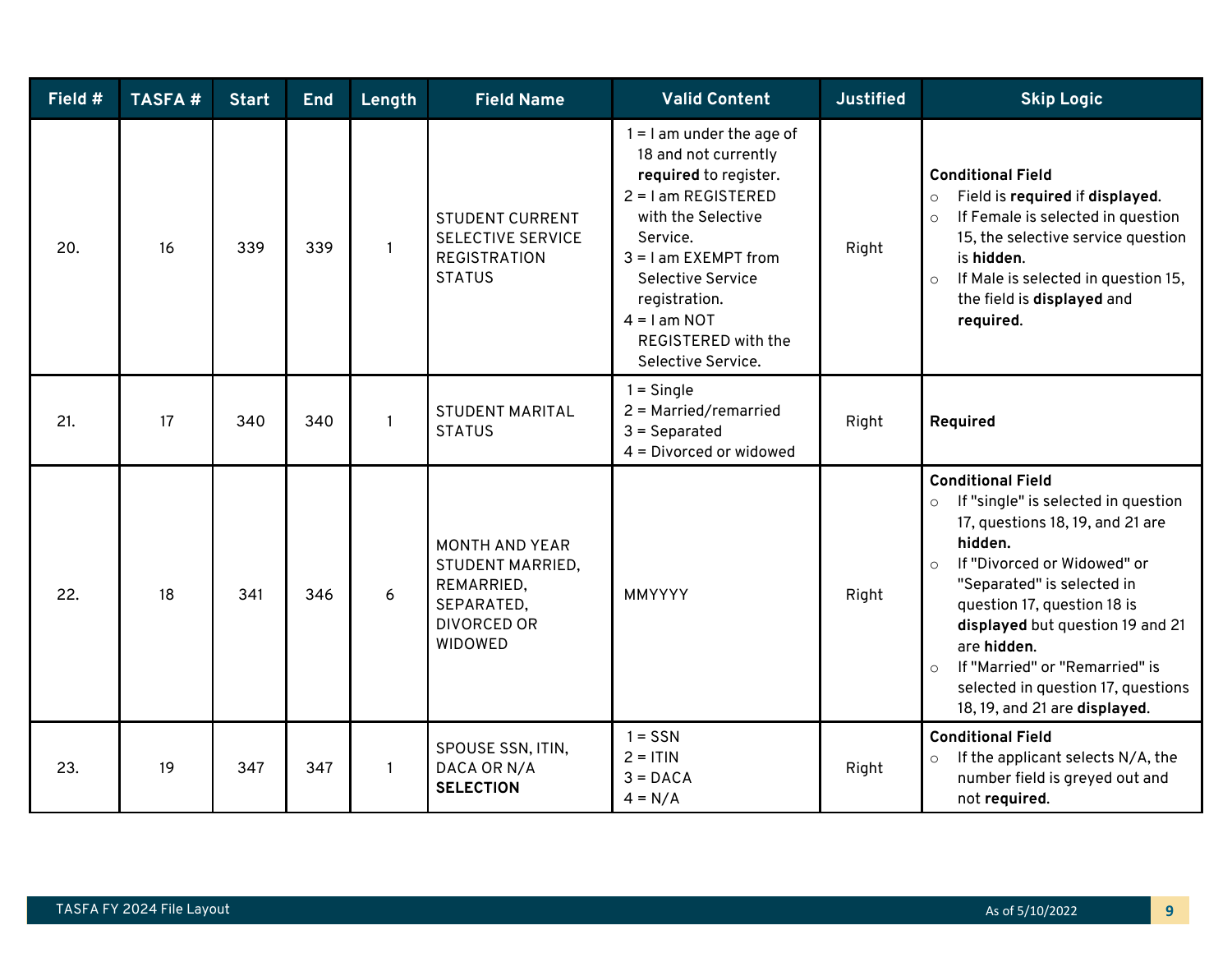| Field # | TASFA # | Start | End | Length | Field Name | Valid Content | Justified | Skip Logic |
|---|---|---|---|---|---|---|---|---|
| 20. | 16 | 339 | 339 | 1 | STUDENT CURRENT SELECTIVE SERVICE REGISTRATION STATUS | 1 = I am under the age of 18 and not currently **required** to register.<br>2 = I am REGISTERED with the Selective Service.<br>3 = I am EXEMPT from Selective Service registration.<br>4 = I am NOT REGISTERED with the Selective Service. | Right | **Conditional Field**<br>○ Field is **required** if **displayed.**<br>○ If Female is selected in question 15, the selective service question is **hidden.**<br>○ If Male is selected in question 15, the field is **displayed** and **required**. |
| 21. | 17 | 340 | 340 | 1 | STUDENT MARITAL STATUS | 1 = Single<br>2 = Married/remarried<br>3 = Separated<br>4 = Divorced or widowed | Right | **Required** |
| 22. | 18 | 341 | 346 | 6 | MONTH AND YEAR STUDENT MARRIED, REMARRIED, SEPARATED, DIVORCED OR WIDOWED | MMYYYY | Right | **Conditional Field**<br>○ If "single" is selected in question 17, questions 18, 19, and 21 are **hidden.**<br>○ If "Divorced or Widowed" or "Separated" is selected in question 17, question 18 is **displayed** but question 19 and 21 are **hidden.**<br>○ If "Married" or "Remarried" is selected in question 17, questions 18, 19, and 21 are **displayed.** |
| 23. | 19 | 347 | 347 | 1 | SPOUSE SSN, ITIN, DACA OR N/A **SELECTION** | 1 = SSN<br>2 = ITIN<br>3 = DACA<br>4 = N/A | Right | **Conditional Field**<br>○ If the applicant selects N/A, the number field is greyed out and not **required**. |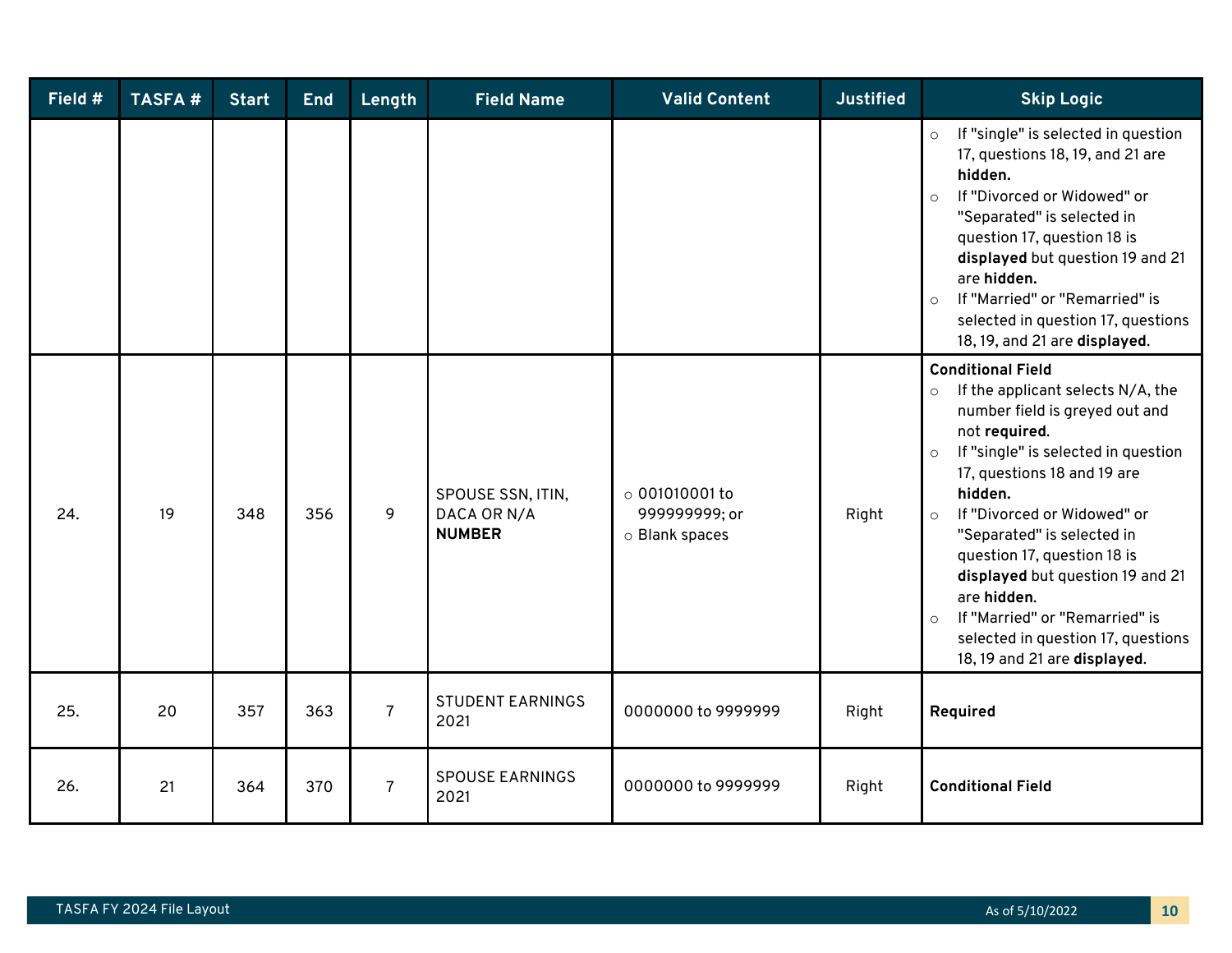| Field # | TASFA # | Start | End | Length | Field Name | Valid Content | Justified | Skip Logic |
|---|---|---|---|---|---|---|---|---|
| | | | | | | | | ○ If "single" is selected in question 17, questions 18, 19, and 21 are **hidden.**<br>○ If "Divorced or Widowed" or "Separated" is selected in question 17, question 18 is **displayed** but question 19 and 21 are **hidden.**<br>○ If "Married" or "Remarried" is selected in question 17, questions 18, 19, and 21 are **displayed.** |
| 24. | 19 | 348 | 356 | 9 | SPOUSE SSN, ITIN, DACA OR N/A **NUMBER** | ○ 001010001 to 999999999; or<br>○ Blank spaces | Right | **Conditional Field**<br>○ If the applicant selects N/A, the number field is greyed out and not **required**.<br>○ If "single" is selected in question 17, questions 18 and 19 are **hidden.**<br>○ If "Divorced or Widowed" or "Separated" is selected in question 17, question 18 is **displayed** but question 19 and 21 are **hidden**.<br>○ If "Married" or "Remarried" is selected in question 17, questions 18, 19 and 21 are **displayed**. |
| 25. | 20 | 357 | 363 | 7 | STUDENT EARNINGS 2021 | 0000000 to 9999999 | Right | **Required** |
| 26. | 21 | 364 | 370 | 7 | SPOUSE EARNINGS 2021 | 0000000 to 9999999 | Right | **Conditional Field** |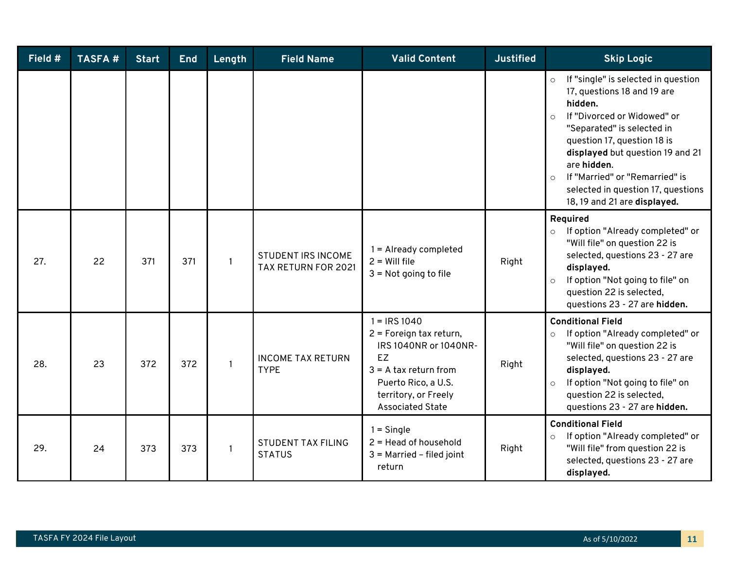| Field # | TASFA # | Start | End | Length | Field Name | Valid Content | Justified | Skip Logic |
|---|---|---|---|---|---|---|---|---|
| | | | | | | | | ○ If "single" is selected in question 17, questions 18 and 19 are **hidden.**<br>○ If "Divorced or Widowed" or "Separated" is selected in question 17, question 18 is **displayed** but question 19 and 21 are **hidden**.<br>○ If "Married" or "Remarried" is selected in question 17, questions 18, 19 and 21 are **displayed.** |
| 27. | 22 | 371 | 371 | 1 | STUDENT IRS INCOME TAX RETURN FOR 2021 | 1 = Already completed<br>2 = Will file<br>3 = Not going to file | Right | **Required**<br>○ If option "Already completed" or "Will file" on question 22 is selected, questions 23 - 27 are **displayed.**<br>○ If option "Not going to file" on question 22 is selected, questions 23 - 27 are **hidden.** |
| 28. | 23 | 372 | 372 | 1 | INCOME TAX RETURN TYPE | 1 = IRS 1040<br>2 = Foreign tax return, IRS 1040NR or 1040NR-EZ<br>3 = A tax return from Puerto Rico, a U.S. territory, or Freely Associated State | Right | **Conditional Field**<br>○ If option "Already completed" or "Will file" on question 22 is selected, questions 23 - 27 are **displayed.**<br>○ If option "Not going to file" on question 22 is selected, questions 23 - 27 are **hidden.** |
| 29. | 24 | 373 | 373 | 1 | STUDENT TAX FILING STATUS | 1 = Single<br>2 = Head of household<br>3 = Married – filed joint return | Right | **Conditional Field**<br>○ If option "Already completed" or "Will file" from question 22 is selected, questions 23 - 27 are **displayed.** |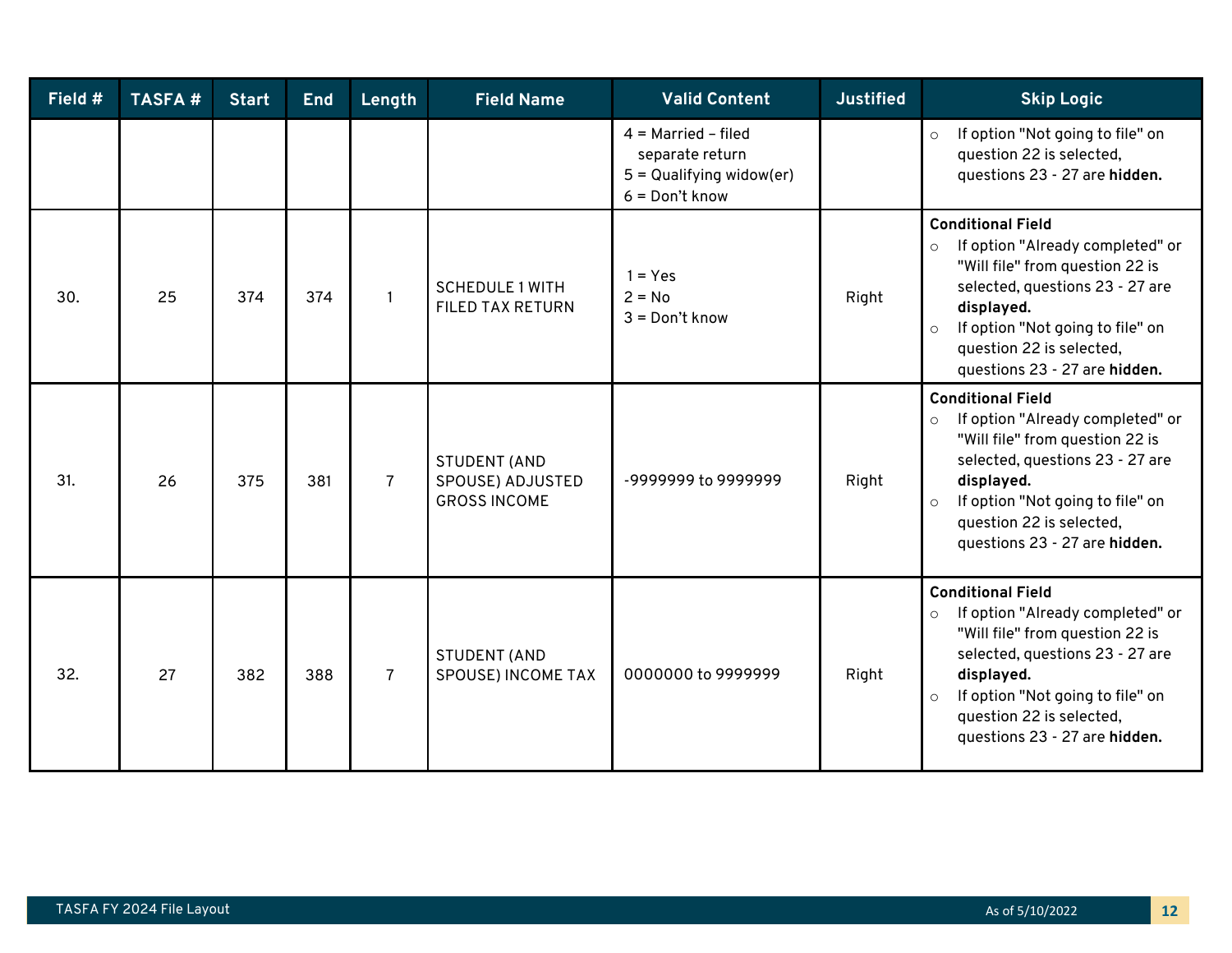| Field # | TASFA # | Start | End | Length | Field Name | Valid Content | Justified | Skip Logic |
|---|---|---|---|---|---|---|---|---|
| | | | | | | 4 = Married – filed separate return<br>5 = Qualifying widow(er)<br>6 = Don't know | | ○ If option "Not going to file" on question 22 is selected, questions 23 - 27 are **hidden.** |
| 30. | 25 | 374 | 374 | 1 | SCHEDULE 1 WITH FILED TAX RETURN | 1 = Yes<br>2 = No<br>3 = Don't know | Right | **Conditional Field**<br>○ If option "Already completed" or "Will file" from question 22 is selected, questions 23 - 27 are **displayed.**<br>○ If option "Not going to file" on question 22 is selected, questions 23 - 27 are **hidden.** |
| 31. | 26 | 375 | 381 | 7 | STUDENT (AND SPOUSE) ADJUSTED GROSS INCOME | -9999999 to 9999999 | Right | **Conditional Field**<br>○ If option "Already completed" or "Will file" from question 22 is selected, questions 23 - 27 are **displayed.**<br>○ If option "Not going to file" on question 22 is selected, questions 23 - 27 are **hidden.** |
| 32. | 27 | 382 | 388 | 7 | STUDENT (AND SPOUSE) INCOME TAX | 0000000 to 9999999 | Right | **Conditional Field**<br>○ If option "Already completed" or "Will file" from question 22 is selected, questions 23 - 27 are **displayed.**<br>○ If option "Not going to file" on question 22 is selected, questions 23 - 27 are **hidden.** |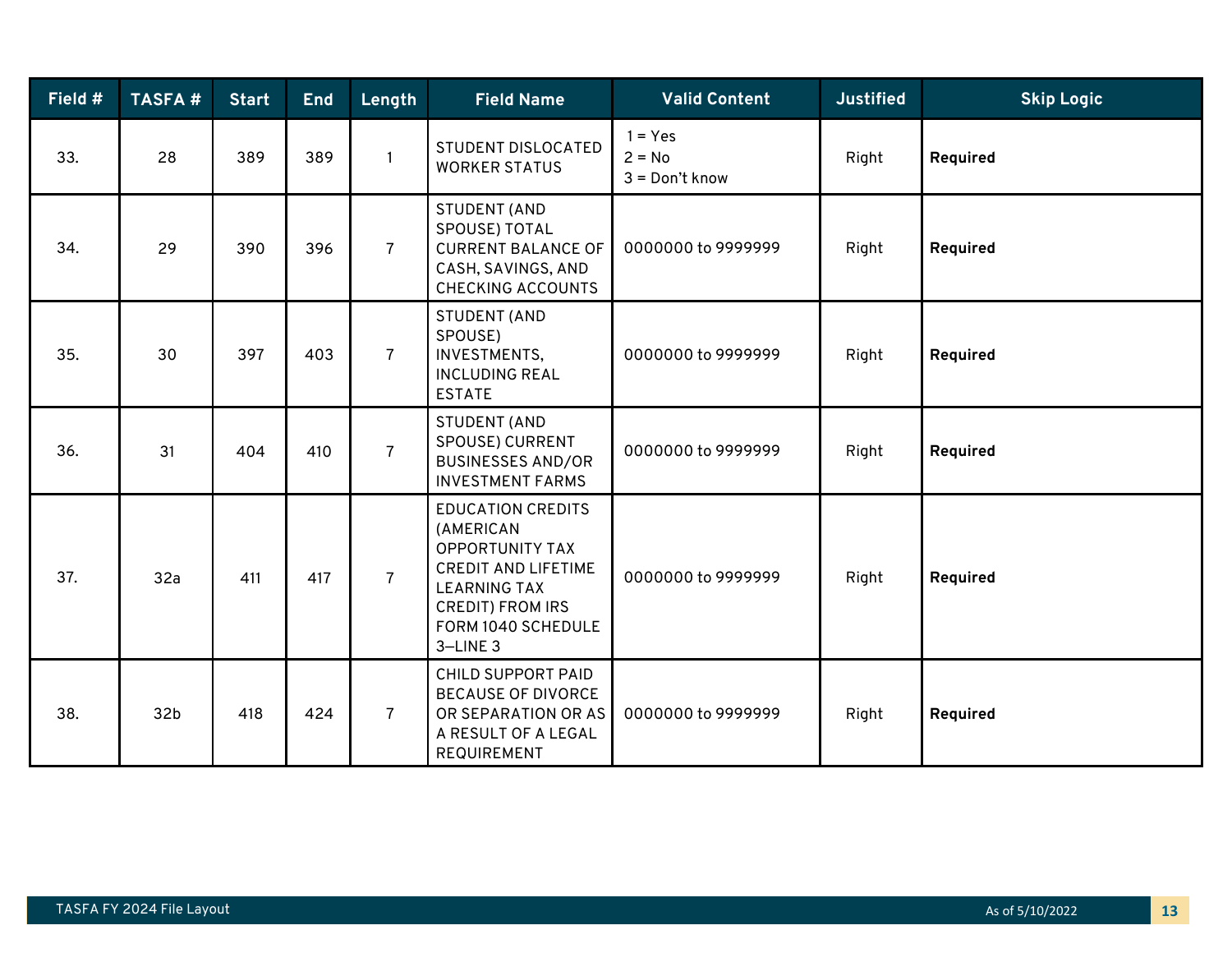| Field # | TASFA # | Start | End | Length | Field Name | Valid Content | Justified | Skip Logic |
|---|---|---|---|---|---|---|---|---|
| 33. | 28 | 389 | 389 | 1 | STUDENT DISLOCATED WORKER STATUS | 1 = Yes<br>2 = No<br>3 = Don't know | Right | **Required** |
| 34. | 29 | 390 | 396 | 7 | STUDENT (AND SPOUSE) TOTAL CURRENT BALANCE OF CASH, SAVINGS, AND CHECKING ACCOUNTS | 0000000 to 9999999 | Right | **Required** |
| 35. | 30 | 397 | 403 | 7 | STUDENT (AND SPOUSE) INVESTMENTS, INCLUDING REAL ESTATE | 0000000 to 9999999 | Right | **Required** |
| 36. | 31 | 404 | 410 | 7 | STUDENT (AND SPOUSE) CURRENT BUSINESSES AND/OR INVESTMENT FARMS | 0000000 to 9999999 | Right | **Required** |
| 37. | 32a | 411 | 417 | 7 | EDUCATION CREDITS (AMERICAN OPPORTUNITY TAX CREDIT AND LIFETIME LEARNING TAX CREDIT) FROM IRS FORM 1040 SCHEDULE 3—LINE 3 | 0000000 to 9999999 | Right | **Required** |
| 38. | 32b | 418 | 424 | 7 | CHILD SUPPORT PAID BECAUSE OF DIVORCE OR SEPARATION OR AS A RESULT OF A LEGAL REQUIREMENT | 0000000 to 9999999 | Right | **Required** |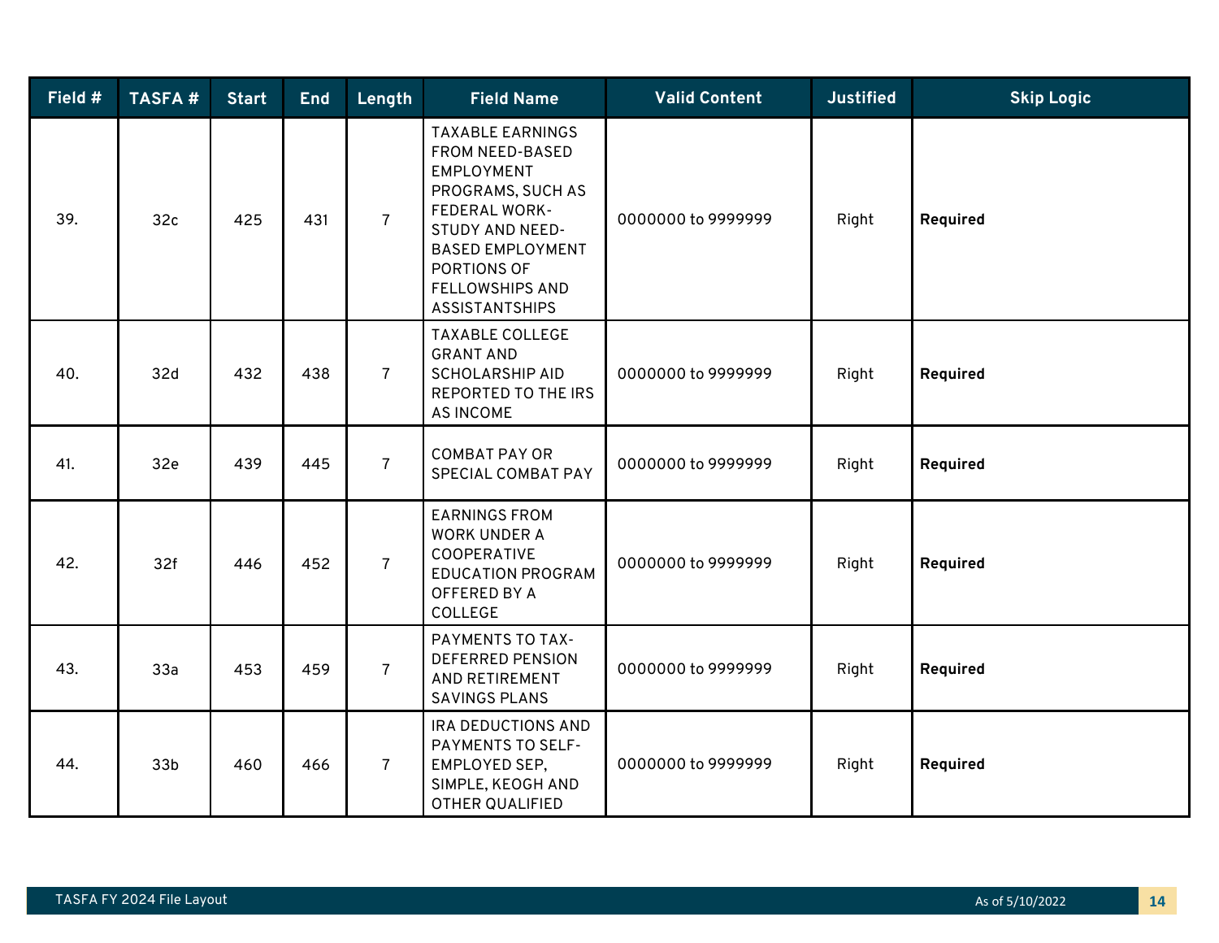| Field # | TASFA # | Start | End | Length | Field Name | Valid Content | Justified | Skip Logic |
|---|---|---|---|---|---|---|---|---|
| 39. | 32c | 425 | 431 | 7 | TAXABLE EARNINGS FROM NEED-BASED EMPLOYMENT PROGRAMS, SUCH AS FEDERAL WORK-STUDY AND NEED-BASED EMPLOYMENT PORTIONS OF FELLOWSHIPS AND ASSISTANTSHIPS | 0000000 to 9999999 | Right | **Required** |
| 40. | 32d | 432 | 438 | 7 | TAXABLE COLLEGE GRANT AND SCHOLARSHIP AID REPORTED TO THE IRS AS INCOME | 0000000 to 9999999 | Right | **Required** |
| 41. | 32e | 439 | 445 | 7 | COMBAT PAY OR SPECIAL COMBAT PAY | 0000000 to 9999999 | Right | **Required** |
| 42. | 32f | 446 | 452 | 7 | EARNINGS FROM WORK UNDER A COOPERATIVE EDUCATION PROGRAM OFFERED BY A COLLEGE | 0000000 to 9999999 | Right | **Required** |
| 43. | 33a | 453 | 459 | 7 | PAYMENTS TO TAX-DEFERRED PENSION AND RETIREMENT SAVINGS PLANS | 0000000 to 9999999 | Right | **Required** |
| 44. | 33b | 460 | 466 | 7 | IRA DEDUCTIONS AND PAYMENTS TO SELF-EMPLOYED SEP, SIMPLE, KEOGH AND OTHER QUALIFIED | 0000000 to 9999999 | Right | **Required** |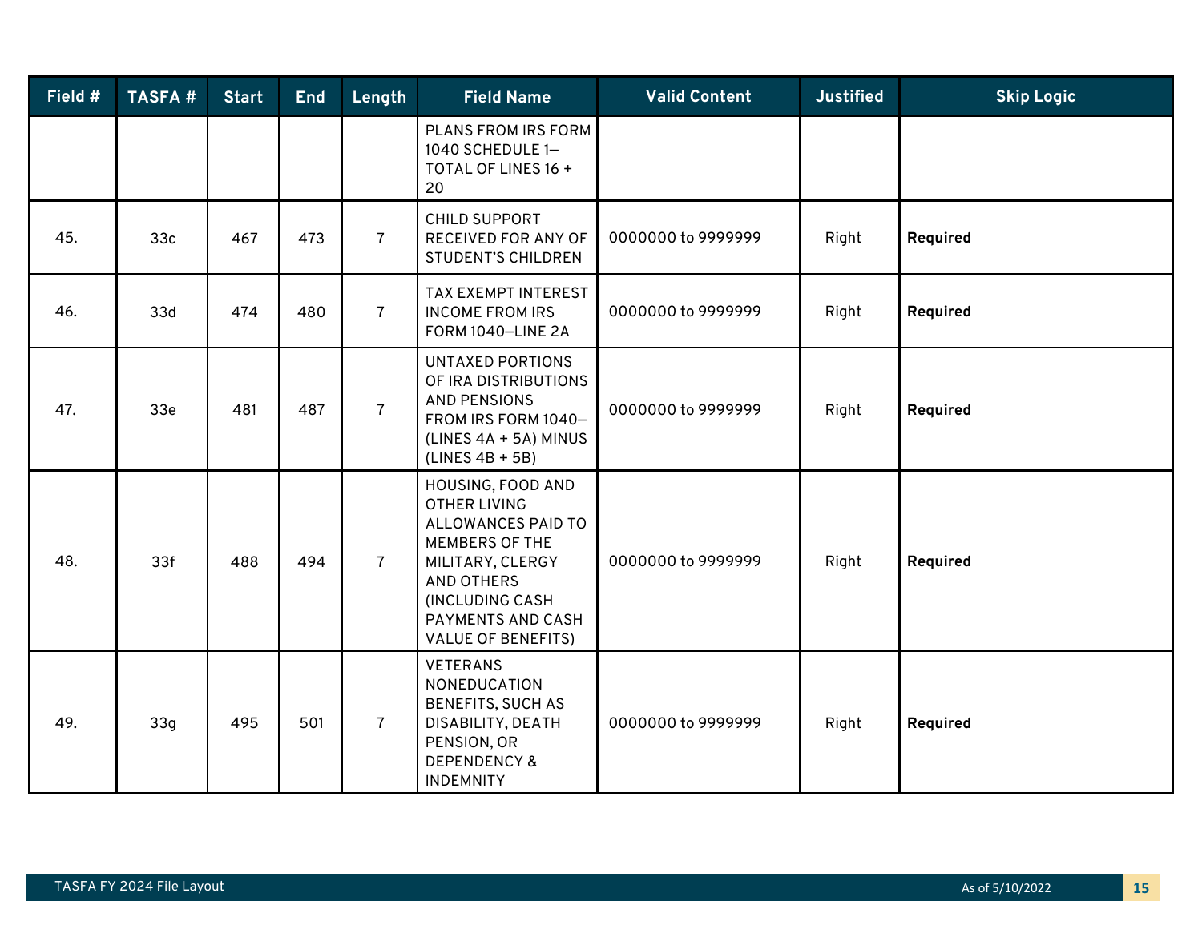| Field # | TASFA # | Start | End | Length | Field Name | Valid Content | Justified | Skip Logic |
|---|---|---|---|---|---|---|---|---|
| | | | | | PLANS FROM IRS FORM 1040 SCHEDULE 1—TOTAL OF LINES 16 + 20 | | | |
| 45. | 33c | 467 | 473 | 7 | CHILD SUPPORT RECEIVED FOR ANY OF STUDENT'S CHILDREN | 0000000 to 9999999 | Right | **Required** |
| 46. | 33d | 474 | 480 | 7 | TAX EXEMPT INTEREST INCOME FROM IRS FORM 1040—LINE 2A | 0000000 to 9999999 | Right | **Required** |
| 47. | 33e | 481 | 487 | 7 | UNTAXED PORTIONS OF IRA DISTRIBUTIONS AND PENSIONS FROM IRS FORM 1040—(LINES 4A + 5A) MINUS (LINES 4B + 5B) | 0000000 to 9999999 | Right | **Required** |
| 48. | 33f | 488 | 494 | 7 | HOUSING, FOOD AND OTHER LIVING ALLOWANCES PAID TO MEMBERS OF THE MILITARY, CLERGY AND OTHERS (INCLUDING CASH PAYMENTS AND CASH VALUE OF BENEFITS) | 0000000 to 9999999 | Right | **Required** |
| 49. | 33g | 495 | 501 | 7 | VETERANS NONEDUCATION BENEFITS, SUCH AS DISABILITY, DEATH PENSION, OR DEPENDENCY & INDEMNITY | 0000000 to 9999999 | Right | **Required** |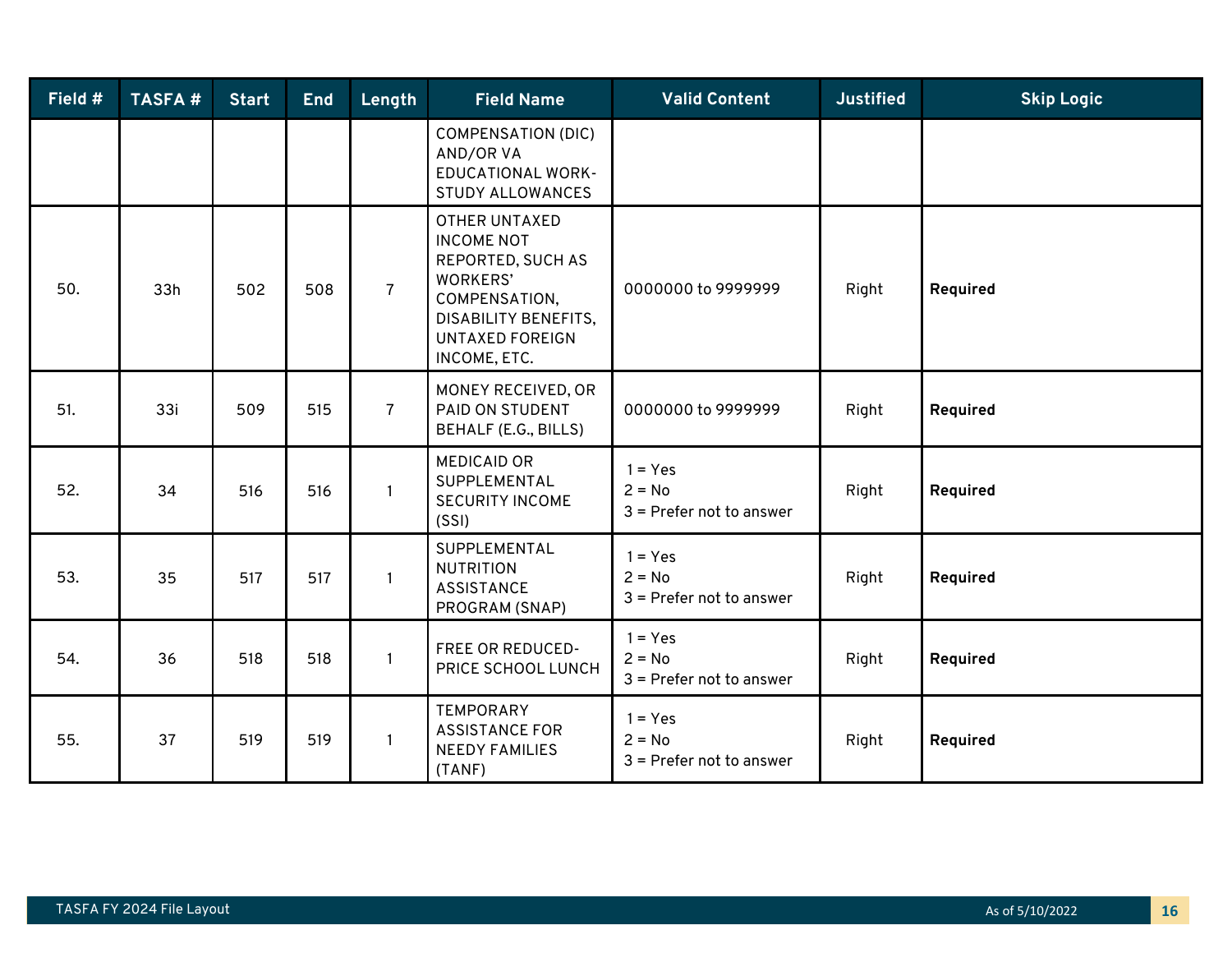| Field # | TASFA # | Start | End | Length | Field Name | Valid Content | Justified | Skip Logic |
|---|---|---|---|---|---|---|---|---|
| | | | | | COMPENSATION (DIC) AND/OR VA EDUCATIONAL WORK-STUDY ALLOWANCES | | | |
| 50. | 33h | 502 | 508 | 7 | OTHER UNTAXED INCOME NOT REPORTED, SUCH AS WORKERS' COMPENSATION, DISABILITY BENEFITS, UNTAXED FOREIGN INCOME, ETC. | 0000000 to 9999999 | Right | **Required** |
| 51. | 33i | 509 | 515 | 7 | MONEY RECEIVED, OR PAID ON STUDENT BEHALF (E.G., BILLS) | 0000000 to 9999999 | Right | **Required** |
| 52. | 34 | 516 | 516 | 1 | MEDICAID OR SUPPLEMENTAL SECURITY INCOME (SSI) | 1 = Yes<br>2 = No<br>3 = Prefer not to answer | Right | **Required** |
| 53. | 35 | 517 | 517 | 1 | SUPPLEMENTAL NUTRITION ASSISTANCE PROGRAM (SNAP) | 1 = Yes<br>2 = No<br>3 = Prefer not to answer | Right | **Required** |
| 54. | 36 | 518 | 518 | 1 | FREE OR REDUCED-PRICE SCHOOL LUNCH | 1 = Yes<br>2 = No<br>3 = Prefer not to answer | Right | **Required** |
| 55. | 37 | 519 | 519 | 1 | TEMPORARY ASSISTANCE FOR NEEDY FAMILIES (TANF) | 1 = Yes<br>2 = No<br>3 = Prefer not to answer | Right | **Required** |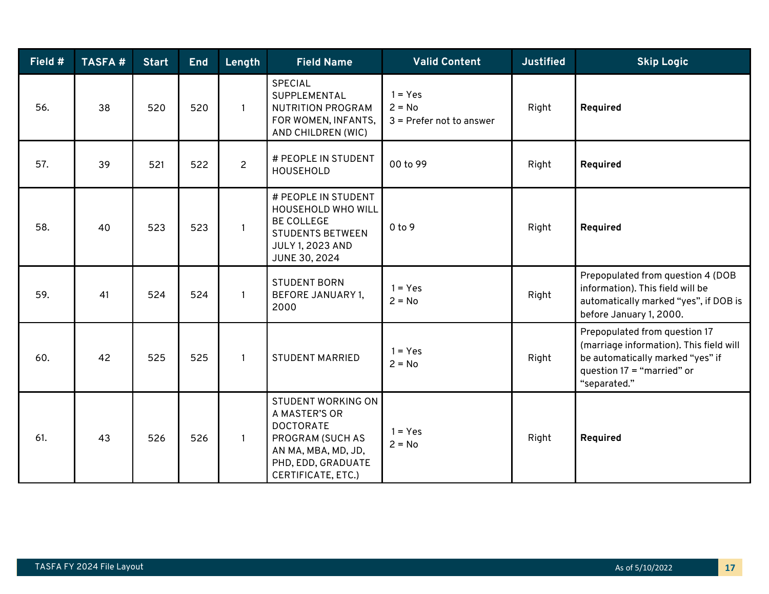| Field # | TASFA # | Start | End | Length | Field Name | Valid Content | Justified | Skip Logic |
|---|---|---|---|---|---|---|---|---|
| 56. | 38 | 520 | 520 | 1 | SPECIAL SUPPLEMENTAL NUTRITION PROGRAM FOR WOMEN, INFANTS, AND CHILDREN (WIC) | 1 = Yes<br>2 = No<br>3 = Prefer not to answer | Right | **Required** |
| 57. | 39 | 521 | 522 | 2 | # PEOPLE IN STUDENT HOUSEHOLD | 00 to 99 | Right | **Required** |
| 58. | 40 | 523 | 523 | 1 | # PEOPLE IN STUDENT HOUSEHOLD WHO WILL BE COLLEGE STUDENTS BETWEEN JULY 1, 2023 AND JUNE 30, 2024 | 0 to 9 | Right | **Required** |
| 59. | 41 | 524 | 524 | 1 | STUDENT BORN BEFORE JANUARY 1, 2000 | 1 = Yes<br>2 = No | Right | Prepopulated from question 4 (DOB information). This field will be automatically marked "yes", if DOB is before January 1, 2000. |
| 60. | 42 | 525 | 525 | 1 | STUDENT MARRIED | 1 = Yes<br>2 = No | Right | Prepopulated from question 17 (marriage information). This field will be automatically marked "yes" if question 17 = "married" or "separated." |
| 61. | 43 | 526 | 526 | 1 | STUDENT WORKING ON A MASTER'S OR DOCTORATE PROGRAM (SUCH AS AN MA, MBA, MD, JD, PHD, EDD, GRADUATE CERTIFICATE, ETC.) | 1 = Yes<br>2 = No | Right | **Required** |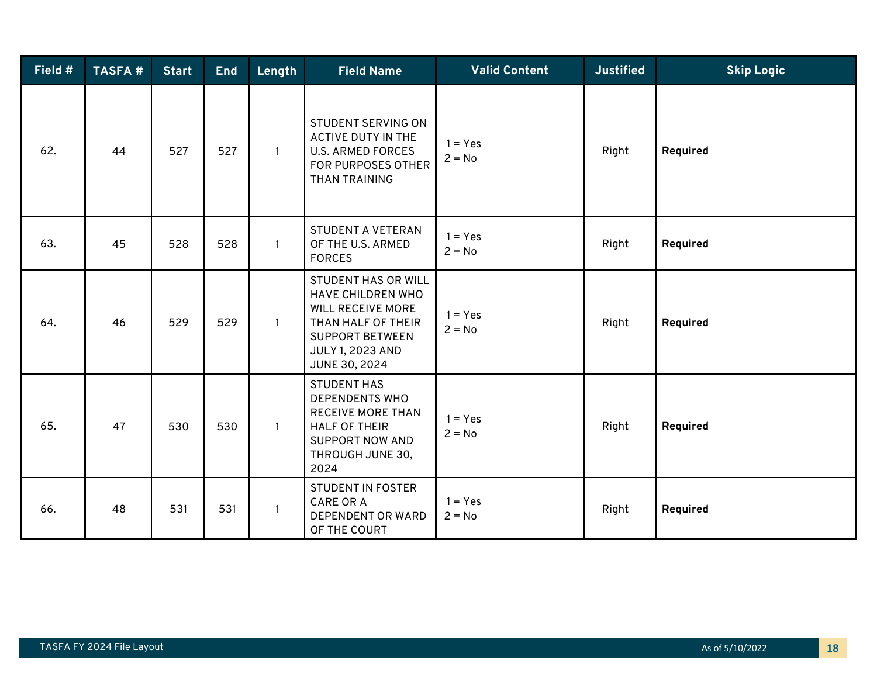| Field # | TASFA # | Start | End | Length | Field Name | Valid Content | Justified | Skip Logic |
|---|---|---|---|---|---|---|---|---|
| 62. | 44 | 527 | 527 | 1 | STUDENT SERVING ON ACTIVE DUTY IN THE U.S. ARMED FORCES FOR PURPOSES OTHER THAN TRAINING | 1 = Yes<br>2 = No | Right | **Required** |
| 63. | 45 | 528 | 528 | 1 | STUDENT A VETERAN OF THE U.S. ARMED FORCES | 1 = Yes<br>2 = No | Right | **Required** |
| 64. | 46 | 529 | 529 | 1 | STUDENT HAS OR WILL HAVE CHILDREN WHO WILL RECEIVE MORE THAN HALF OF THEIR SUPPORT BETWEEN JULY 1, 2023 AND JUNE 30, 2024 | 1 = Yes<br>2 = No | Right | **Required** |
| 65. | 47 | 530 | 530 | 1 | STUDENT HAS DEPENDENTS WHO RECEIVE MORE THAN HALF OF THEIR SUPPORT NOW AND THROUGH JUNE 30, 2024 | 1 = Yes<br>2 = No | Right | **Required** |
| 66. | 48 | 531 | 531 | 1 | STUDENT IN FOSTER CARE OR A DEPENDENT OR WARD OF THE COURT | 1 = Yes<br>2 = No | Right | **Required** |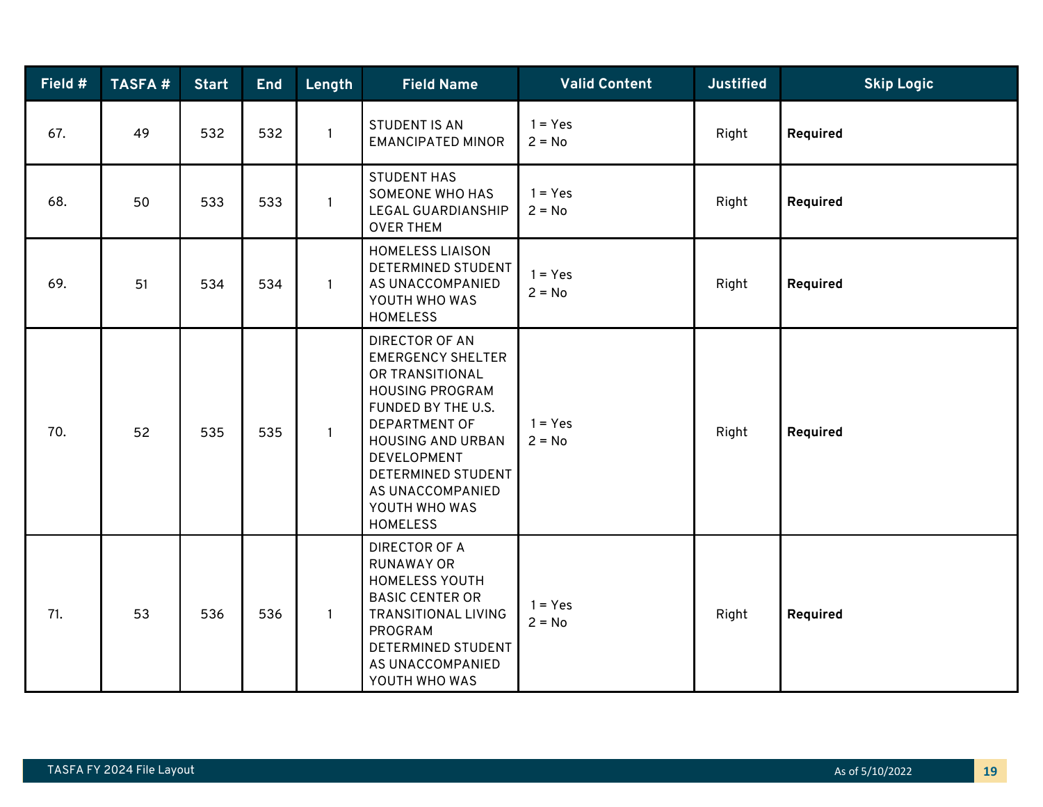| Field # | TASFA # | Start | End | Length | Field Name | Valid Content | Justified | Skip Logic |
|---|---|---|---|---|---|---|---|---|
| 67. | 49 | 532 | 532 | 1 | STUDENT IS AN EMANCIPATED MINOR | 1 = Yes<br>2 = No | Right | **Required** |
| 68. | 50 | 533 | 533 | 1 | STUDENT HAS SOMEONE WHO HAS LEGAL GUARDIANSHIP OVER THEM | 1 = Yes<br>2 = No | Right | **Required** |
| 69. | 51 | 534 | 534 | 1 | HOMELESS LIAISON DETERMINED STUDENT AS UNACCOMPANIED YOUTH WHO WAS HOMELESS | 1 = Yes<br>2 = No | Right | **Required** |
| 70. | 52 | 535 | 535 | 1 | DIRECTOR OF AN EMERGENCY SHELTER OR TRANSITIONAL HOUSING PROGRAM FUNDED BY THE U.S. DEPARTMENT OF HOUSING AND URBAN DEVELOPMENT DETERMINED STUDENT AS UNACCOMPANIED YOUTH WHO WAS HOMELESS | 1 = Yes<br>2 = No | Right | **Required** |
| 71. | 53 | 536 | 536 | 1 | DIRECTOR OF A RUNAWAY OR HOMELESS YOUTH BASIC CENTER OR TRANSITIONAL LIVING PROGRAM DETERMINED STUDENT AS UNACCOMPANIED YOUTH WHO WAS | 1 = Yes<br>2 = No | Right | **Required** |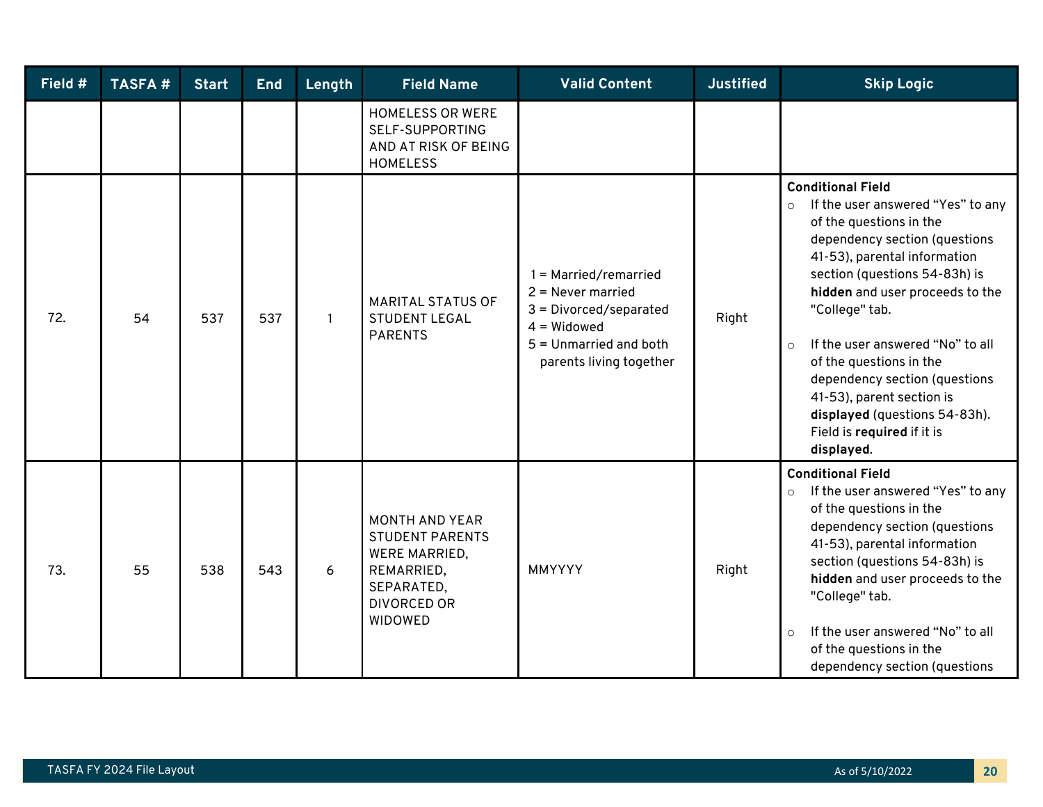| Field # | TASFA # | Start | End | Length | Field Name | Valid Content | Justified | Skip Logic |
|---|---|---|---|---|---|---|---|---|
| | | | | | HOMELESS OR WERE SELF-SUPPORTING AND AT RISK OF BEING HOMELESS | | | |
| 72. | 54 | 537 | 537 | 1 | MARITAL STATUS OF STUDENT LEGAL PARENTS | 1 = Married/remarried<br>2 = Never married<br>3 = Divorced/separated<br>4 = Widowed<br>5 = Unmarried and both parents living together | Right | **Conditional Field**<br>○ If the user answered "Yes" to any of the questions in the dependency section (questions 41-53), parental information section (questions 54-83h) is **hidden** and user proceeds to the "College" tab.<br>○ If the user answered "No" to all of the questions in the dependency section (questions 41-53), parent section is **displayed** (questions 54-83h). Field is **required** if it is **displayed**. |
| 73. | 55 | 538 | 543 | 6 | MONTH AND YEAR STUDENT PARENTS WERE MARRIED, REMARRIED, SEPARATED, DIVORCED OR WIDOWED | MMYYYY | Right | **Conditional Field**<br>○ If the user answered "Yes" to any of the questions in the dependency section (questions 41-53), parental information section (questions 54-83h) is **hidden** and user proceeds to the "College" tab.<br>○ If the user answered "No" to all of the questions in the dependency section (questions |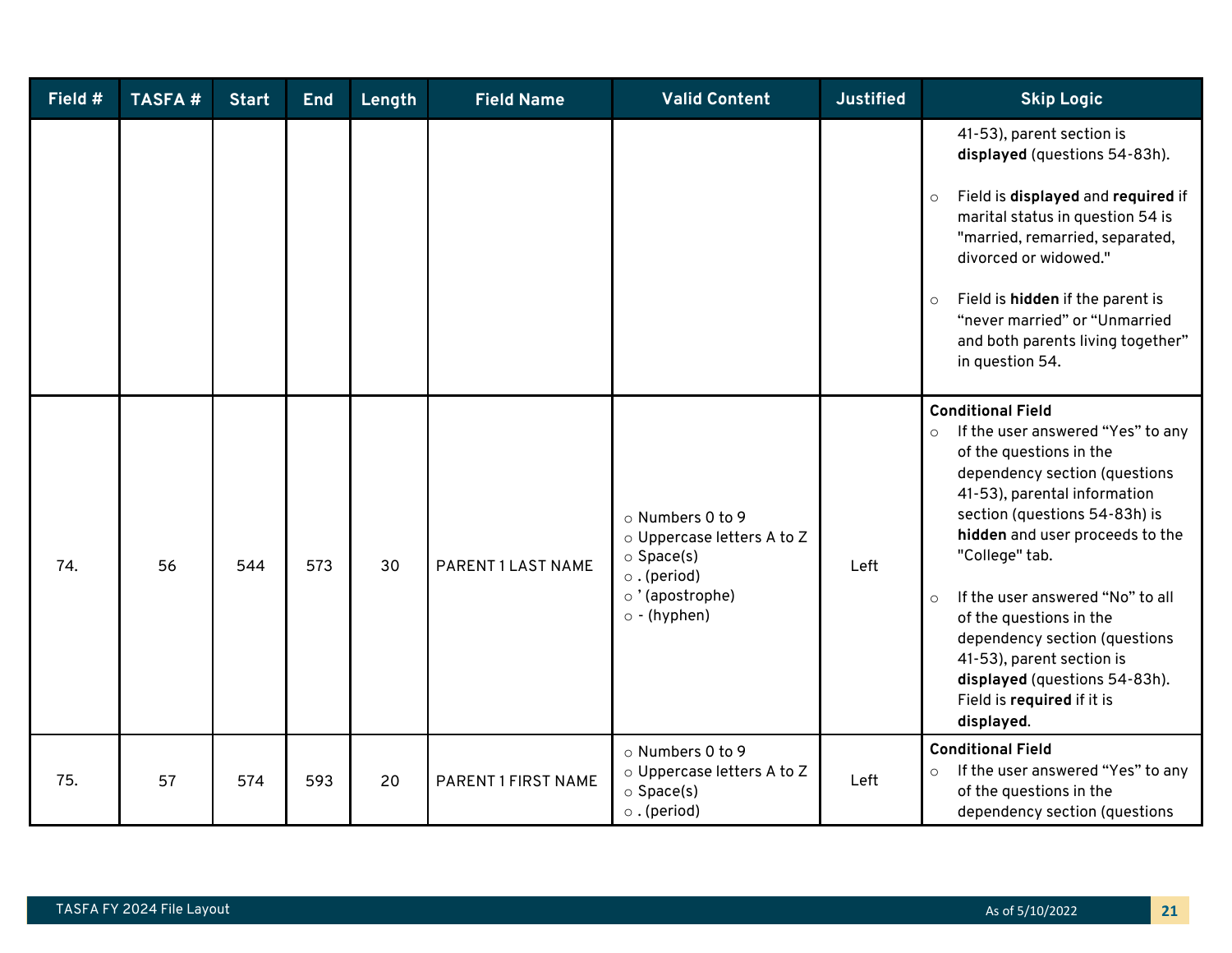| Field # | TASFA # | Start | End | Length | Field Name | Valid Content | Justified | Skip Logic |
|---|---|---|---|---|---|---|---|---|
| | | | | | | | | 41-53), parent section is **displayed** (questions 54-83h).<br><br>○ Field is **displayed** and **required** if marital status in question 54 is "married, remarried, separated, divorced or widowed."<br><br>○ Field is **hidden** if the parent is “never married” or “Unmarried and both parents living together” in question 54. |
| 74. | 56 | 544 | 573 | 30 | PARENT 1 LAST NAME | ○ Numbers 0 to 9<br>○ Uppercase letters A to Z<br>○ Space(s)<br>○ . (period)<br>○ ’ (apostrophe)<br>○ - (hyphen) | Left | **Conditional Field**<br>○ If the user answered “Yes” to any of the questions in the dependency section (questions 41-53), parental information section (questions 54-83h) is **hidden** and user proceeds to the "College" tab.<br><br>○ If the user answered “No” to all of the questions in the dependency section (questions 41-53), parent section is **displayed** (questions 54-83h). Field is **required** if it is **displayed**. |
| 75. | 57 | 574 | 593 | 20 | PARENT 1 FIRST NAME | ○ Numbers 0 to 9<br>○ Uppercase letters A to Z<br>○ Space(s)<br>○ . (period) | Left | **Conditional Field**<br>○ If the user answered “Yes” to any of the questions in the dependency section (questions |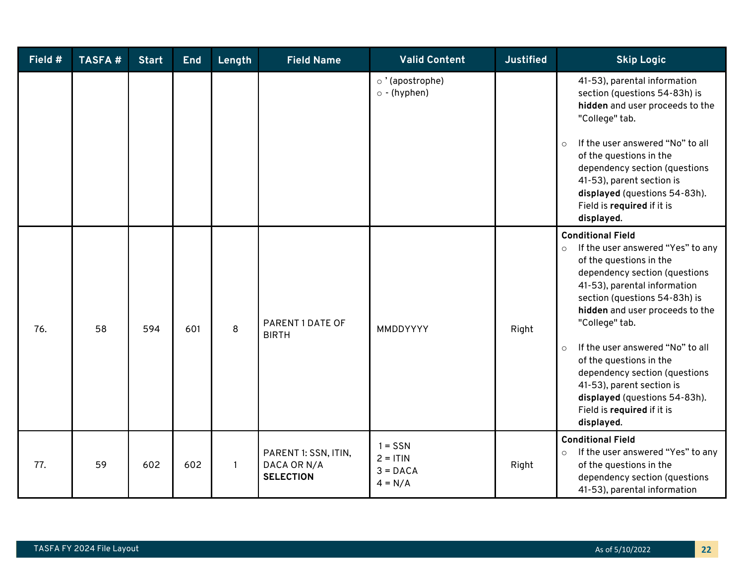| Field # | TASFA # | Start | End | Length | Field Name | Valid Content | Justified | Skip Logic |
|---|---|---|---|---|---|---|---|---|
| | | | | | | ○ ’ (apostrophe)<br>○ - (hyphen) | | 41-53), parental information section (questions 54-83h) is **hidden** and user proceeds to the "College" tab.<br><br>○ If the user answered “No” to all of the questions in the dependency section (questions 41-53), parent section is **displayed** (questions 54-83h). Field is **required** if it is **displayed**. |
| 76. | 58 | 594 | 601 | 8 | PARENT 1 DATE OF BIRTH | MMDDYYYY | Right | **Conditional Field**<br>○ If the user answered “Yes” to any of the questions in the dependency section (questions 41-53), parental information section (questions 54-83h) is **hidden** and user proceeds to the "College" tab.<br><br>○ If the user answered “No” to all of the questions in the dependency section (questions 41-53), parent section is **displayed** (questions 54-83h). Field is **required** if it is **displayed**. |
| 77. | 59 | 602 | 602 | 1 | PARENT 1: SSN, ITIN, DACA OR N/A **SELECTION** | 1 = SSN<br>2 = ITIN<br>3 = DACA<br>4 = N/A | Right | **Conditional Field**<br>○ If the user answered “Yes” to any of the questions in the dependency section (questions 41-53), parental information |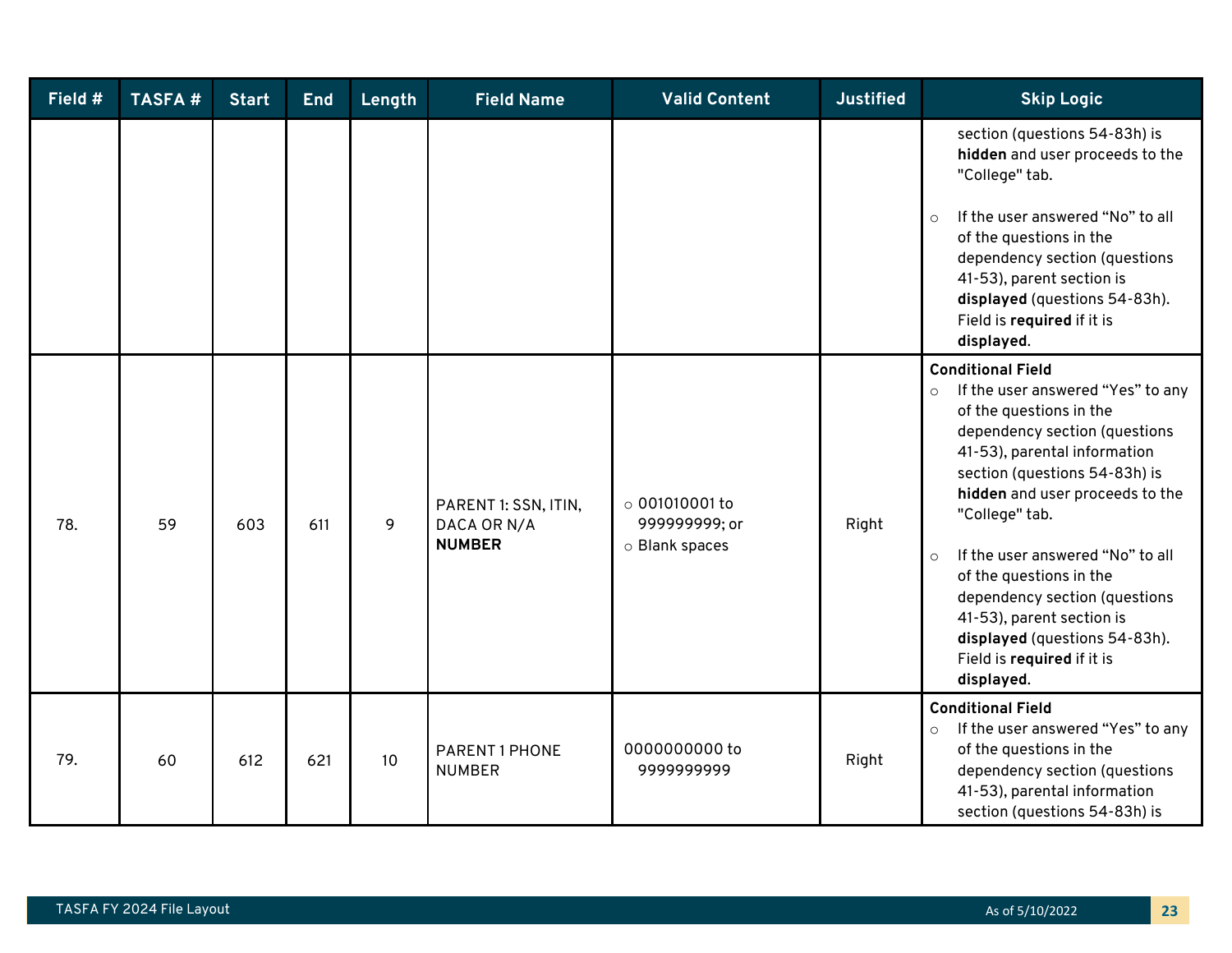| Field # | TASFA # | Start | End | Length | Field Name | Valid Content | Justified | Skip Logic |
|---|---|---|---|---|---|---|---|---|
| | | | | | | | | section (questions 54-83h) is **hidden** and user proceeds to the "College" tab.<br><br>○ If the user answered "No" to all of the questions in the dependency section (questions 41-53), parent section is **displayed** (questions 54-83h). Field is **required** if it is **displayed**. |
| 78. | 59 | 603 | 611 | 9 | PARENT 1: SSN, ITIN, DACA OR N/A **NUMBER** | ○ 001010001 to 999999999; or<br>○ Blank spaces | Right | **Conditional Field**<br>○ If the user answered "Yes" to any of the questions in the dependency section (questions 41-53), parental information section (questions 54-83h) is **hidden** and user proceeds to the "College" tab.<br><br>○ If the user answered "No" to all of the questions in the dependency section (questions 41-53), parent section is **displayed** (questions 54-83h). Field is **required** if it is **displayed**. |
| 79. | 60 | 612 | 621 | 10 | PARENT 1 PHONE NUMBER | 0000000000 to 9999999999 | Right | **Conditional Field**<br>○ If the user answered "Yes" to any of the questions in the dependency section (questions 41-53), parental information section (questions 54-83h) is |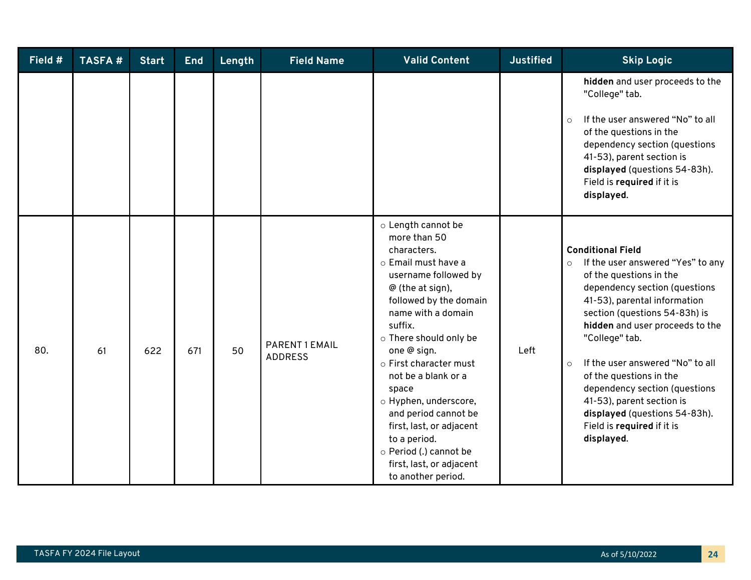| Field # | TASFA # | Start | End | Length | Field Name | Valid Content | Justified | Skip Logic |
|---|---|---|---|---|---|---|---|---|
| | | | | | | | | **hidden** and user proceeds to the "College" tab.<br><br>○ If the user answered "No" to all of the questions in the dependency section (questions 41-53), parent section is **displayed** (questions 54-83h). Field is **required** if it is **displayed**. |
| 80. | 61 | 622 | 671 | 50 | PARENT 1 EMAIL ADDRESS | ○ Length cannot be more than 50 characters.<br>○ Email must have a username followed by @ (the at sign), followed by the domain name with a domain suffix.<br>○ There should only be one @ sign.<br>○ First character must not be a blank or a space<br>○ Hyphen, underscore, and period cannot be first, last, or adjacent to a period.<br>○ Period (.) cannot be first, last, or adjacent to another period. | Left | **Conditional Field**<br>○ If the user answered "Yes" to any of the questions in the dependency section (questions 41-53), parental information section (questions 54-83h) is **hidden** and user proceeds to the "College" tab.<br><br>○ If the user answered "No" to all of the questions in the dependency section (questions 41-53), parent section is **displayed** (questions 54-83h). Field is **required** if it is **displayed**. |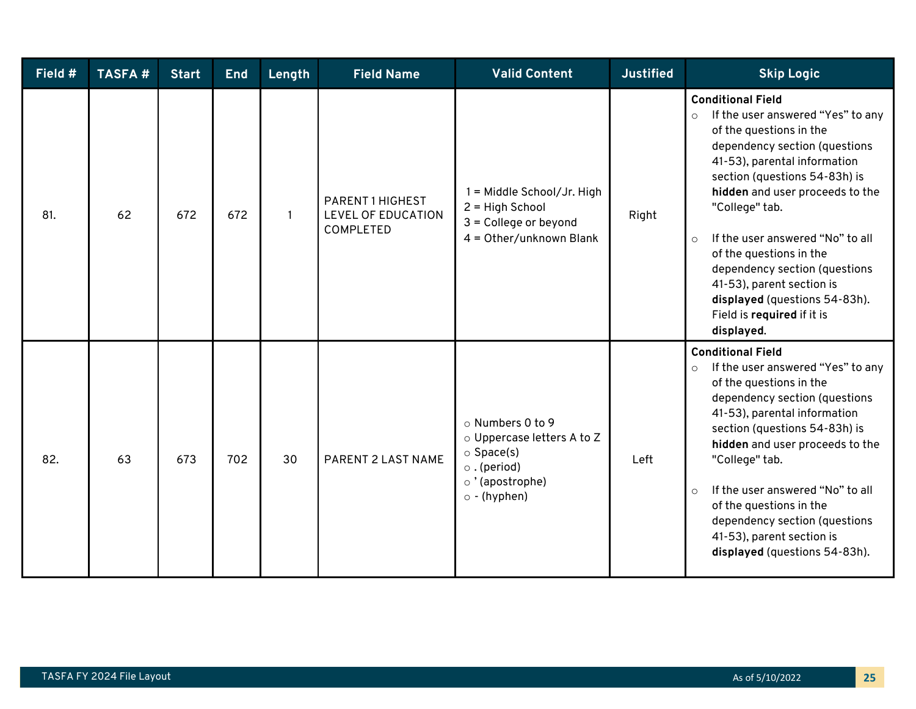| Field # | TASFA # | Start | End | Length | Field Name | Valid Content | Justified | Skip Logic |
|---|---|---|---|---|---|---|---|---|
| 81. | 62 | 672 | 672 | 1 | PARENT 1 HIGHEST LEVEL OF EDUCATION COMPLETED | 1 = Middle School/Jr. High<br>2 = High School<br>3 = College or beyond<br>4 = Other/unknown Blank | Right | **Conditional Field**<br>○ If the user answered "Yes" to any of the questions in the dependency section (questions 41-53), parental information section (questions 54-83h) is **hidden** and user proceeds to the "College" tab.<br>○ If the user answered "No" to all of the questions in the dependency section (questions 41-53), parent section is **displayed** (questions 54-83h). Field is **required** if it is **displayed**. |
| 82. | 63 | 673 | 702 | 30 | PARENT 2 LAST NAME | ○ Numbers 0 to 9<br>○ Uppercase letters A to Z<br>○ Space(s)<br>○ . (period)<br>○ ' (apostrophe)<br>○ - (hyphen) | Left | **Conditional Field**<br>○ If the user answered "Yes" to any of the questions in the dependency section (questions 41-53), parental information section (questions 54-83h) is **hidden** and user proceeds to the "College" tab.<br>○ If the user answered "No" to all of the questions in the dependency section (questions 41-53), parent section is **displayed** (questions 54-83h). |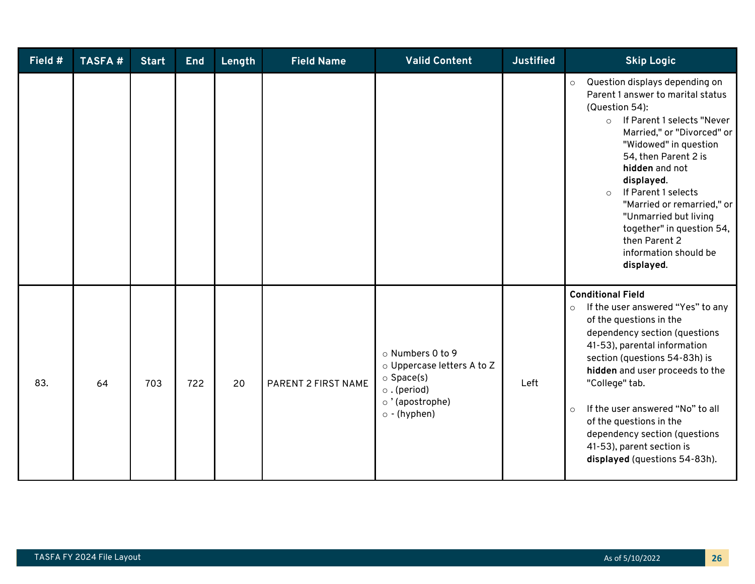| Field # | TASFA # | Start | End | Length | Field Name | Valid Content | Justified | Skip Logic |
|---|---|---|---|---|---|---|---|---|
| | | | | | | | | ○ Question displays depending on Parent 1 answer to marital status (Question 54):<br>○ If Parent 1 selects "Never Married," or "Divorced" or "Widowed" in question 54, then Parent 2 is **hidden** and not **displayed**.<br>○ If Parent 1 selects "Married or remarried," or "Unmarried but living together" in question 54, then Parent 2 information should be **displayed**. |
| 83. | 64 | 703 | 722 | 20 | PARENT 2 FIRST NAME | ○ Numbers 0 to 9<br>○ Uppercase letters A to Z<br>○ Space(s)<br>○ . (period)<br>○ ' (apostrophe)<br>○ - (hyphen) | Left | **Conditional Field**<br>○ If the user answered "Yes" to any of the questions in the dependency section (questions 41-53), parental information section (questions 54-83h) is **hidden** and user proceeds to the "College" tab.<br>○ If the user answered "No" to all of the questions in the dependency section (questions 41-53), parent section is **displayed** (questions 54-83h). |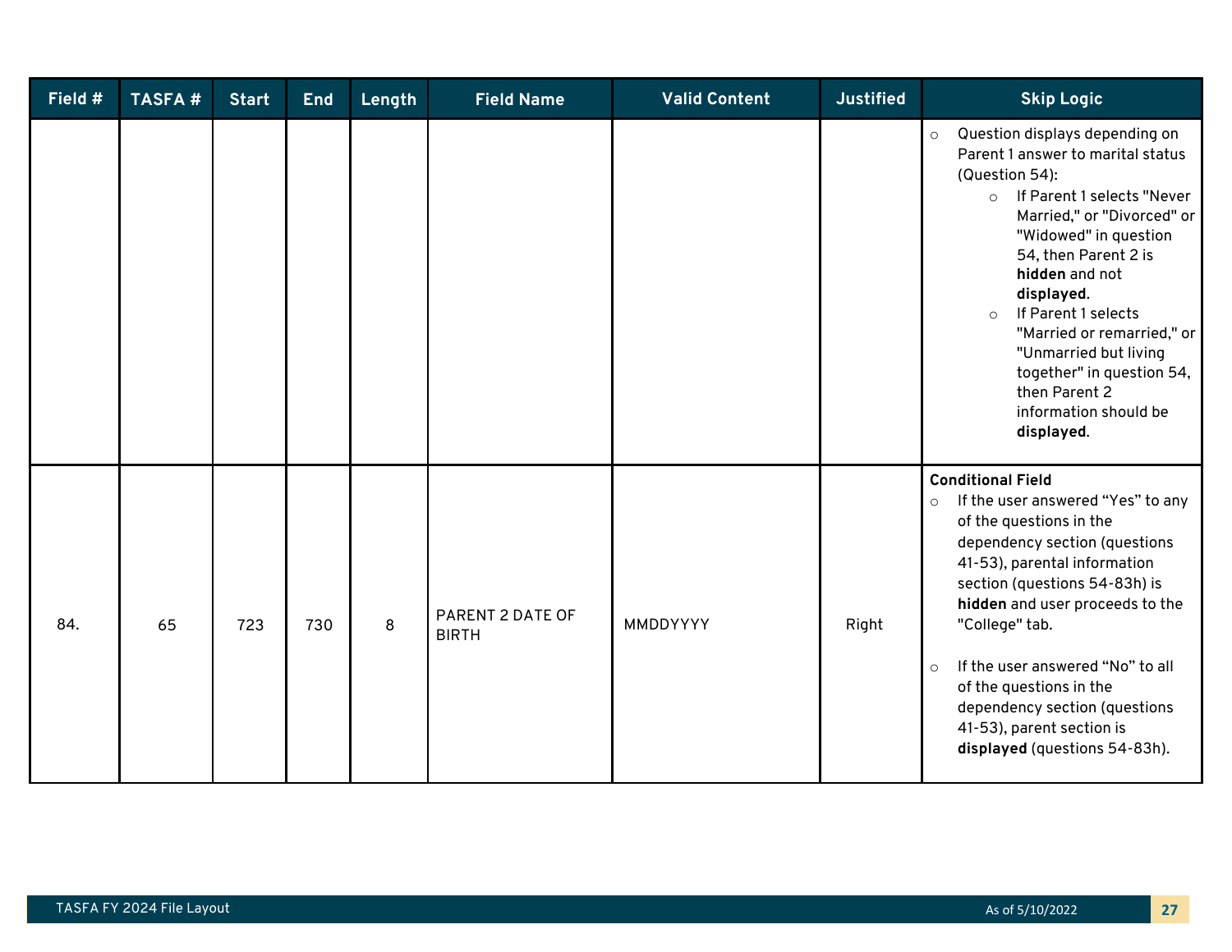| Field # | TASFA # | Start | End | Length | Field Name | Valid Content | Justified | Skip Logic |
|---|---|---|---|---|---|---|---|---|
| | | | | | | | | ○ Question displays depending on Parent 1 answer to marital status (Question 54): <br> ○ If Parent 1 selects "Never Married," or "Divorced" or "Widowed" in question 54, then Parent 2 is **hidden** and not **displayed**. <br> ○ If Parent 1 selects "Married or remarried," or "Unmarried but living together" in question 54, then Parent 2 information should be **displayed**. |
| 84. | 65 | 723 | 730 | 8 | PARENT 2 DATE OF BIRTH | MMDDYYYY | Right | **Conditional Field** <br> ○ If the user answered "Yes" to any of the questions in the dependency section (questions 41-53), parental information section (questions 54-83h) is **hidden** and user proceeds to the "College" tab. <br> ○ If the user answered "No" to all of the questions in the dependency section (questions 41-53), parent section is **displayed** (questions 54-83h). |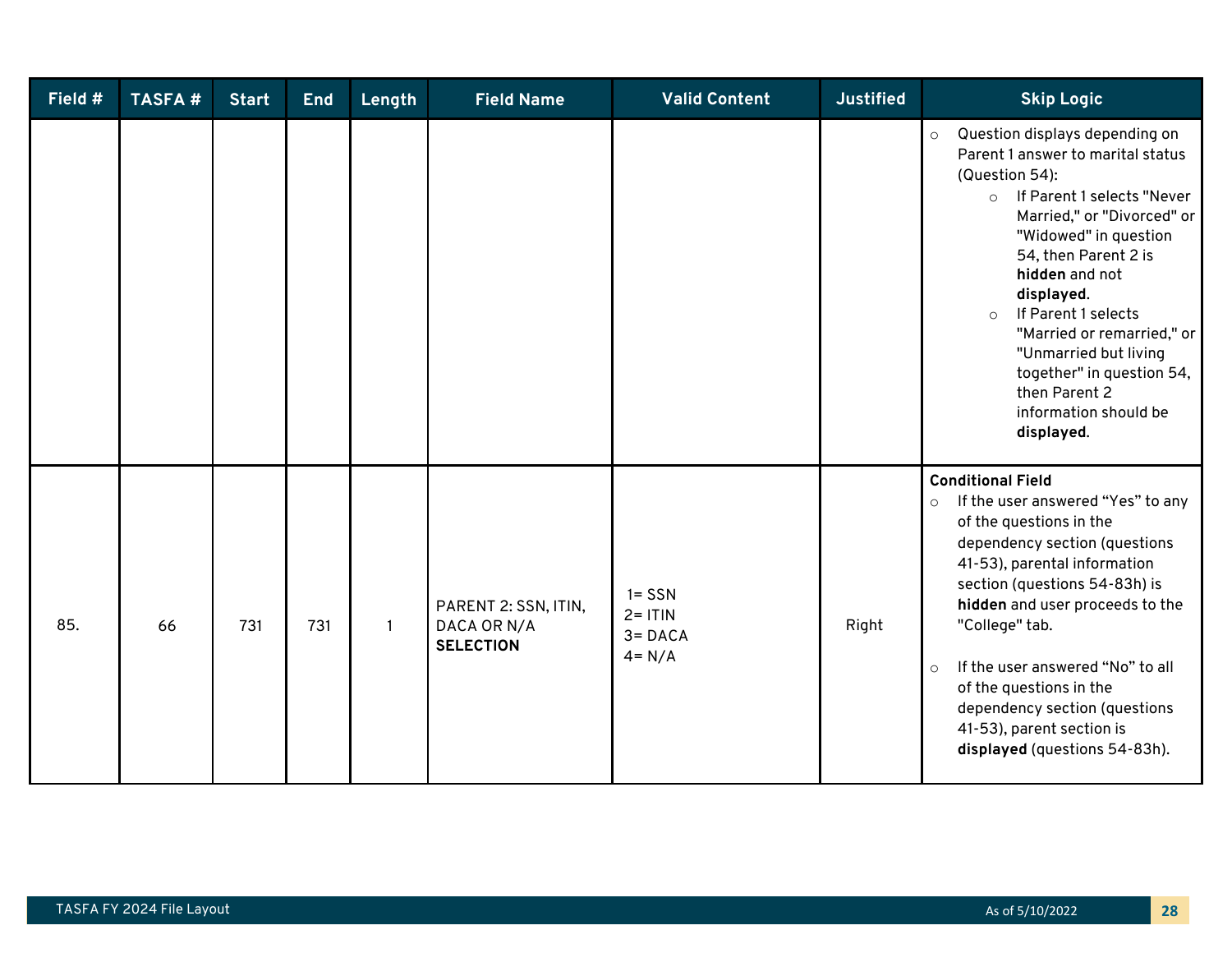| Field # | TASFA # | Start | End | Length | Field Name | Valid Content | Justified | Skip Logic |
|---|---|---|---|---|---|---|---|---|
| | | | | | | | | ○ Question displays depending on Parent 1 answer to marital status (Question 54):<br>○ If Parent 1 selects "Never Married," or "Divorced" or "Widowed" in question 54, then Parent 2 is **hidden** and not **displayed**.<br>○ If Parent 1 selects "Married or remarried," or "Unmarried but living together" in question 54, then Parent 2 information should be **displayed**. |
| 85. | 66 | 731 | 731 | 1 | PARENT 2: SSN, ITIN, DACA OR N/A **SELECTION** | 1= SSN<br>2= ITIN<br>3= DACA<br>4= N/A | Right | **Conditional Field**<br>○ If the user answered "Yes" to any of the questions in the dependency section (questions 41-53), parental information section (questions 54-83h) is **hidden** and user proceeds to the "College" tab.<br>○ If the user answered "No" to all of the questions in the dependency section (questions 41-53), parent section is **displayed** (questions 54-83h). |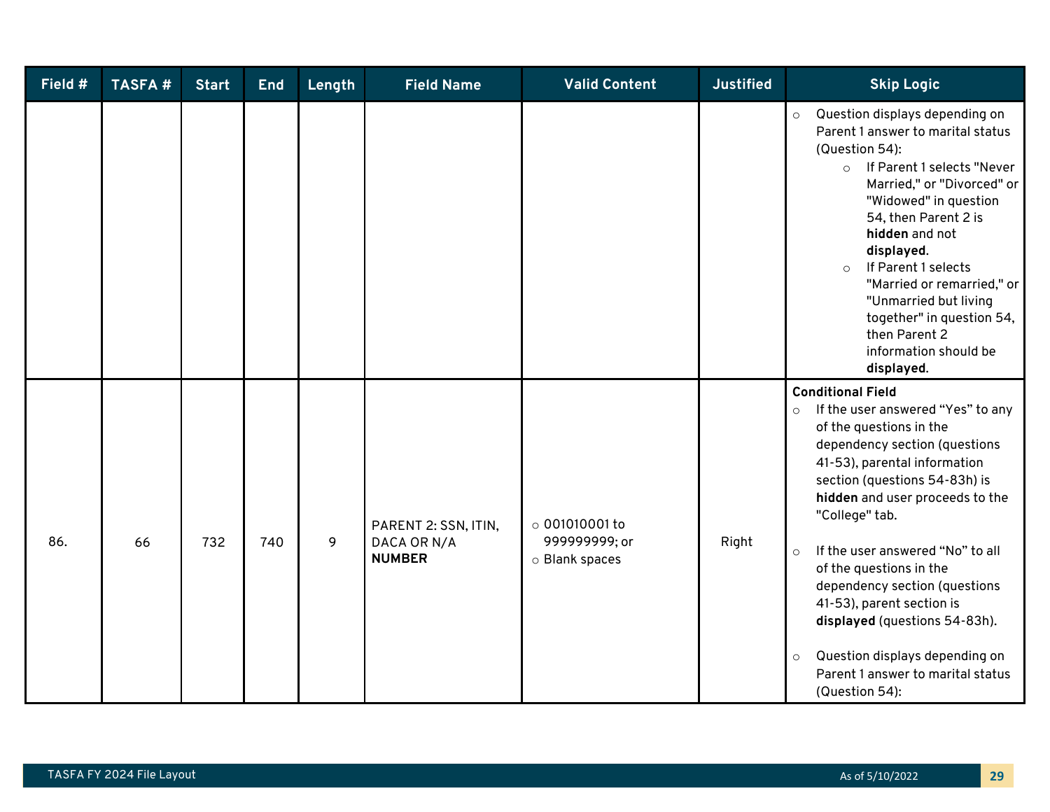| Field # | TASFA # | Start | End | Length | Field Name | Valid Content | Justified | Skip Logic |
|---|---|---|---|---|---|---|---|---|
| | | | | | | | | ○ Question displays depending on Parent 1 answer to marital status (Question 54):<br>○ If Parent 1 selects "Never Married," or "Divorced" or "Widowed" in question 54, then Parent 2 is **hidden** and not **displayed**.<br>○ If Parent 1 selects "Married or remarried," or "Unmarried but living together" in question 54, then Parent 2 information should be **displayed**. |
| 86. | 66 | 732 | 740 | 9 | PARENT 2: SSN, ITIN, DACA OR N/A **NUMBER** | ○ 001010001 to 999999999; or<br>○ Blank spaces | Right | **Conditional Field**<br>○ If the user answered "Yes" to any of the questions in the dependency section (questions 41-53), parental information section (questions 54-83h) is **hidden** and user proceeds to the "College" tab.<br>○ If the user answered "No" to all of the questions in the dependency section (questions 41-53), parent section is **displayed** (questions 54-83h).<br>○ Question displays depending on Parent 1 answer to marital status (Question 54): |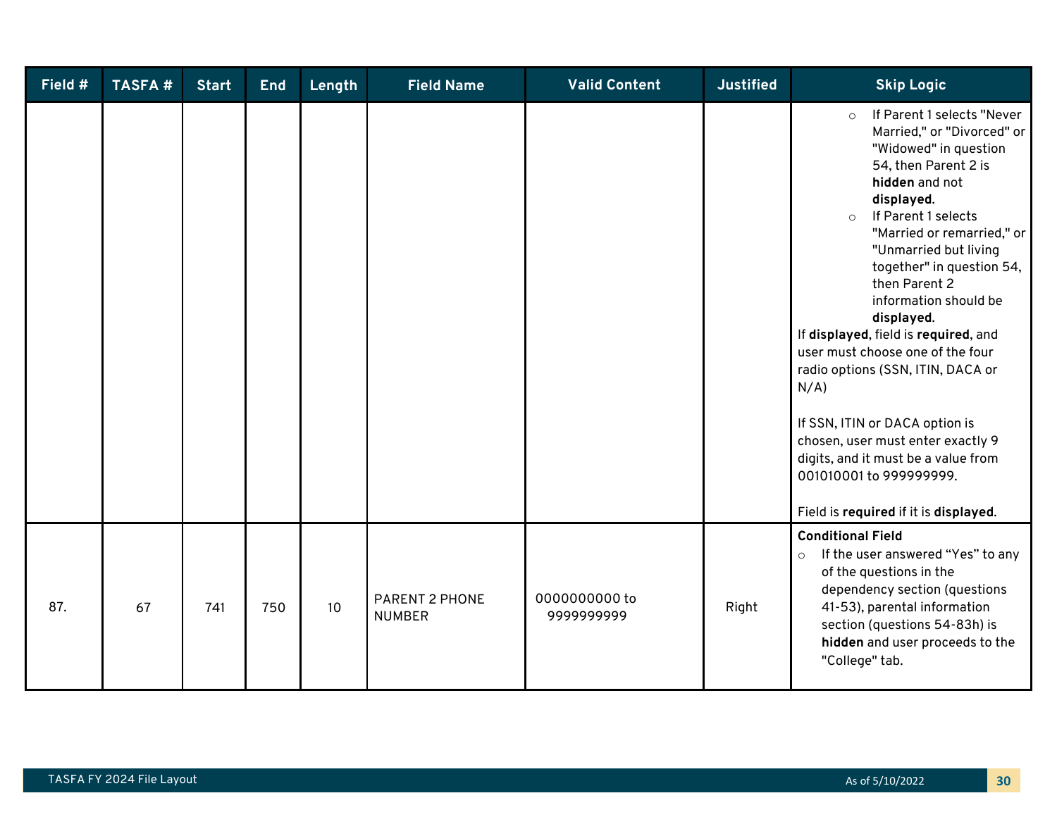| Field # | TASFA # | Start | End | Length | Field Name | Valid Content | Justified | Skip Logic |
|---|---|---|---|---|---|---|---|---|
| | | | | | | | | ○ If Parent 1 selects "Never Married," or "Divorced" or "Widowed" in question 54, then Parent 2 is **hidden** and not **displayed**.<br>○ If Parent 1 selects "Married or remarried," or "Unmarried but living together" in question 54, then Parent 2 information should be **displayed**.<br>If **displayed**, field is **required**, and user must choose one of the four radio options (SSN, ITIN, DACA or N/A)<br><br>If SSN, ITIN or DACA option is chosen, user must enter exactly 9 digits, and it must be a value from 001010001 to 999999999.<br><br>Field is **required** if it is **displayed**. |
| 87. | 67 | 741 | 750 | 10 | PARENT 2 PHONE NUMBER | 0000000000 to 9999999999 | Right | **Conditional Field**<br>○ If the user answered "Yes" to any of the questions in the dependency section (questions 41-53), parental information section (questions 54-83h) is **hidden** and user proceeds to the "College" tab. |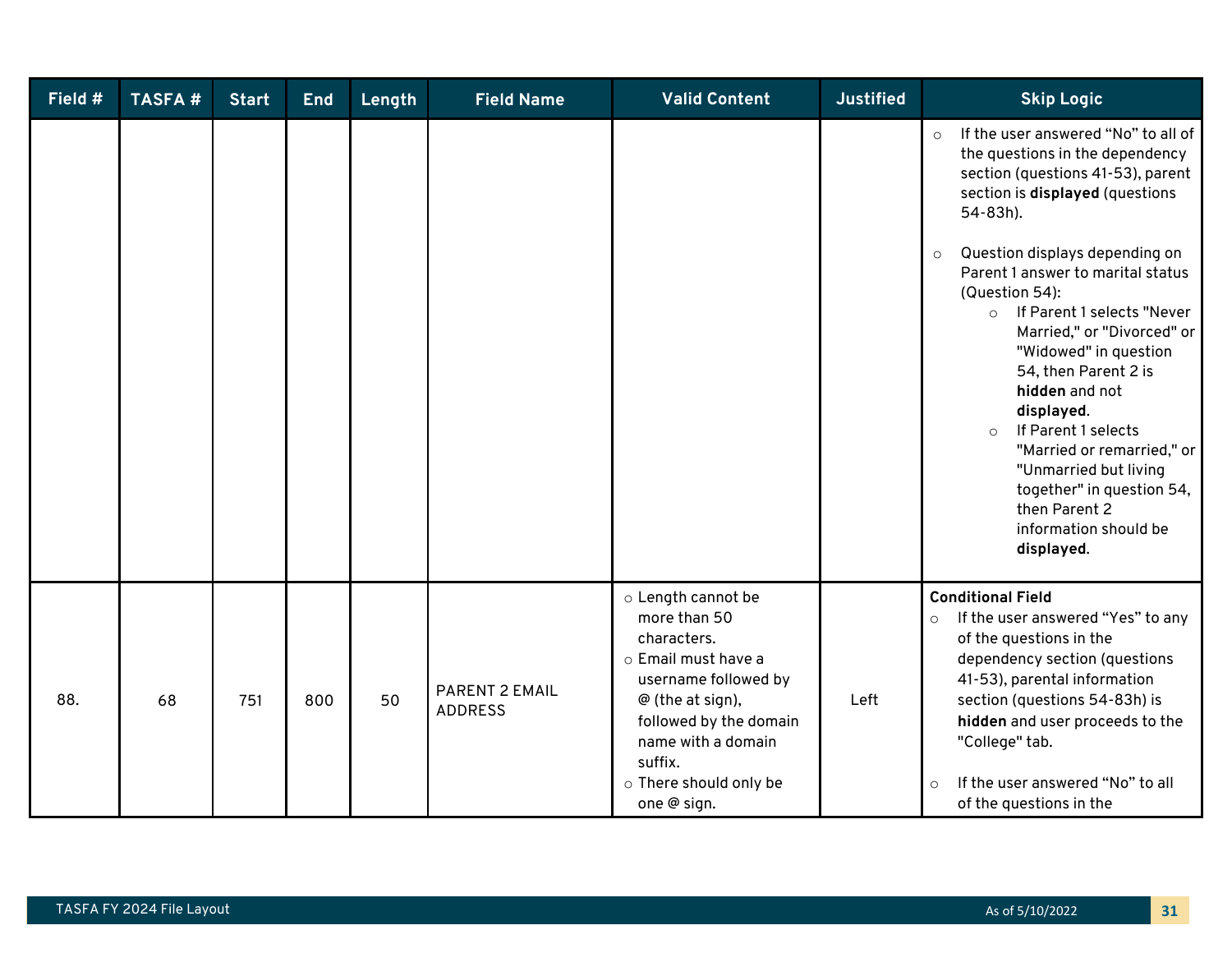| Field # | TASFA # | Start | End | Length | Field Name | Valid Content | Justified | Skip Logic |
|---|---|---|---|---|---|---|---|---|
| | | | | | | | | ○ If the user answered “No” to all of the questions in the dependency section (questions 41-53), parent section is **displayed** (questions 54-83h).<br><br>○ Question displays depending on Parent 1 answer to marital status (Question 54):<br>  ○ If Parent 1 selects "Never Married," or "Divorced" or "Widowed" in question 54, then Parent 2 is **hidden** and not **displayed**.<br>  ○ If Parent 1 selects "Married or remarried," or "Unmarried but living together" in question 54, then Parent 2 information should be **displayed**. |
| 88. | 68 | 751 | 800 | 50 | PARENT 2 EMAIL ADDRESS | ○ Length cannot be more than 50 characters.<br>○ Email must have a username followed by @ (the at sign), followed by the domain name with a domain suffix.<br>○ There should only be one @ sign. | Left | **Conditional Field**<br>○ If the user answered “Yes” to any of the questions in the dependency section (questions 41-53), parental information section (questions 54-83h) is **hidden** and user proceeds to the "College" tab.<br><br>○ If the user answered “No” to all of the questions in the |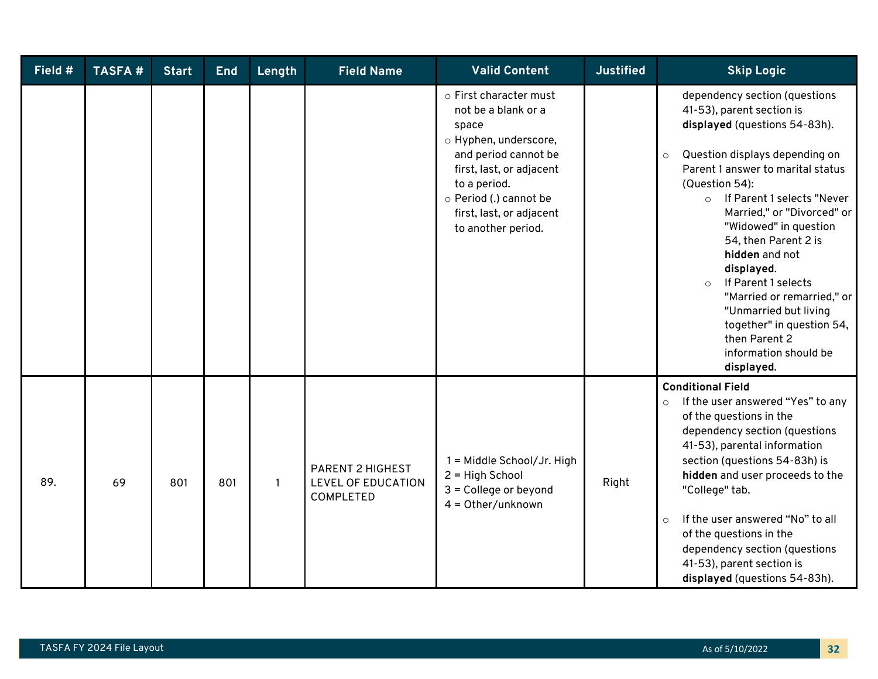| Field # | TASFA # | Start | End | Length | Field Name | Valid Content | Justified | Skip Logic |
|---|---|---|---|---|---|---|---|---|
| | | | | | | ○ First character must not be a blank or a space<br>○ Hyphen, underscore, and period cannot be first, last, or adjacent to a period.<br>○ Period (.) cannot be first, last, or adjacent to another period. | | dependency section (questions 41-53), parent section is **displayed** (questions 54-83h).<br><br>○ Question displays depending on Parent 1 answer to marital status (Question 54):<br>&nbsp;&nbsp;&nbsp;&nbsp;○ If Parent 1 selects "Never Married," or "Divorced" or "Widowed" in question 54, then Parent 2 is **hidden** and not **displayed**.<br>&nbsp;&nbsp;&nbsp;&nbsp;○ If Parent 1 selects "Married or remarried," or "Unmarried but living together" in question 54, then Parent 2 information should be **displayed**. |
| 89. | 69 | 801 | 801 | 1 | PARENT 2 HIGHEST LEVEL OF EDUCATION COMPLETED | 1 = Middle School/Jr. High<br>2 = High School<br>3 = College or beyond<br>4 = Other/unknown | Right | **Conditional Field**<br>○ If the user answered “Yes” to any of the questions in the dependency section (questions 41-53), parental information section (questions 54-83h) is **hidden** and user proceeds to the "College" tab.<br><br>○ If the user answered “No” to all of the questions in the dependency section (questions 41-53), parent section is **displayed** (questions 54-83h). |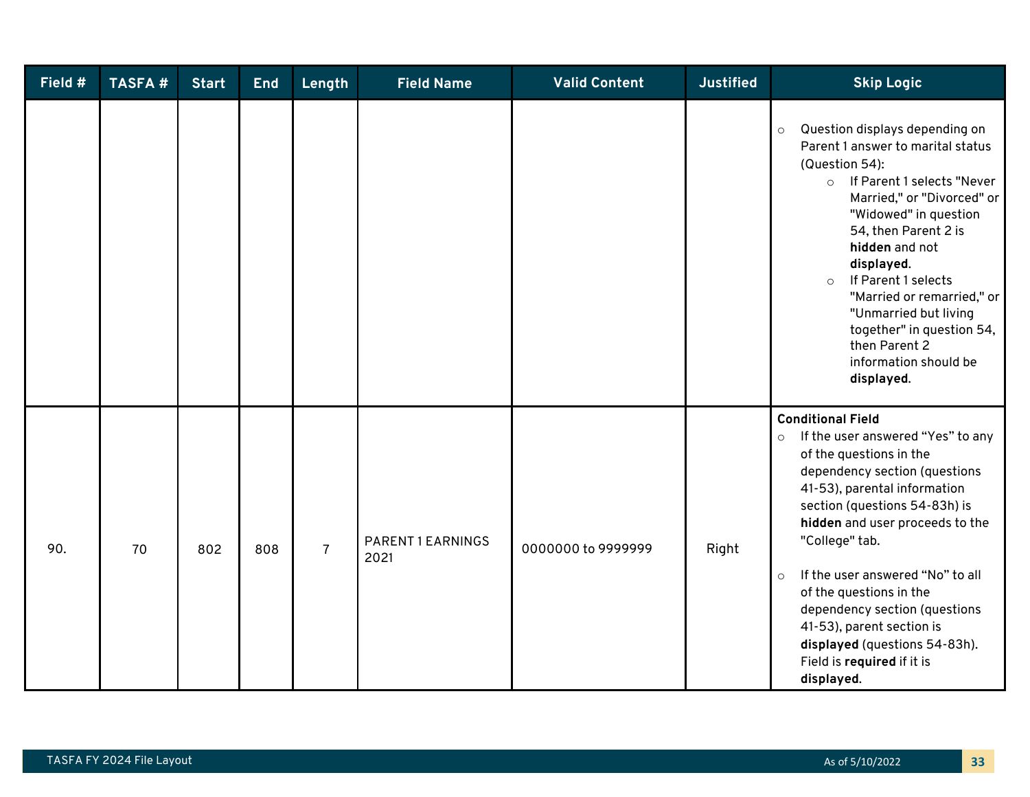| Field # | TASFA # | Start | End | Length | Field Name | Valid Content | Justified | Skip Logic |
|---|---|---|---|---|---|---|---|---|
| | | | | | | | | ○ Question displays depending on Parent 1 answer to marital status (Question 54):<br>○ If Parent 1 selects "Never Married," or "Divorced" or "Widowed" in question 54, then Parent 2 is **hidden** and not **displayed**.<br>○ If Parent 1 selects "Married or remarried," or "Unmarried but living together" in question 54, then Parent 2 information should be **displayed**. |
| 90. | 70 | 802 | 808 | 7 | PARENT 1 EARNINGS 2021 | 0000000 to 9999999 | Right | **Conditional Field**<br>○ If the user answered "Yes" to any of the questions in the dependency section (questions 41-53), parental information section (questions 54-83h) is **hidden** and user proceeds to the "College" tab.<br>○ If the user answered "No" to all of the questions in the dependency section (questions 41-53), parent section is **displayed** (questions 54-83h). Field is **required** if it is **displayed**. |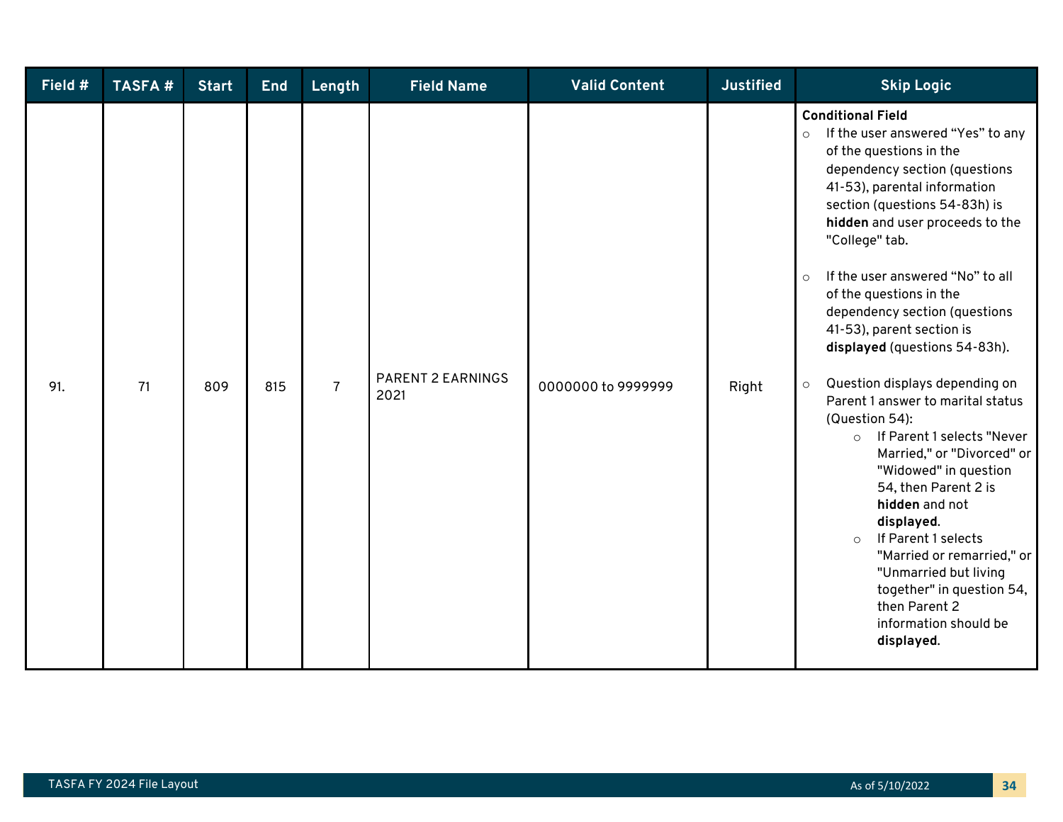| Field # | TASFA # | Start | End | Length | Field Name | Valid Content | Justified | Skip Logic |
|---|---|---|---|---|---|---|---|---|
| 91. | 71 | 809 | 815 | 7 | PARENT 2 EARNINGS 2021 | 0000000 to 9999999 | Right | **Conditional Field**<br>○ If the user answered “Yes” to any of the questions in the dependency section (questions 41-53), parental information section (questions 54-83h) is **hidden** and user proceeds to the "College" tab.<br><br>○ If the user answered “No” to all of the questions in the dependency section (questions 41-53), parent section is **displayed** (questions 54-83h).<br><br>○ Question displays depending on Parent 1 answer to marital status (Question 54):<br>&nbsp;&nbsp;&nbsp;&nbsp;○ If Parent 1 selects "Never Married," or "Divorced" or "Widowed" in question 54, then Parent 2 is **hidden** and not **displayed**.<br>&nbsp;&nbsp;&nbsp;&nbsp;○ If Parent 1 selects "Married or remarried," or "Unmarried but living together" in question 54, then Parent 2 information should be **displayed**. |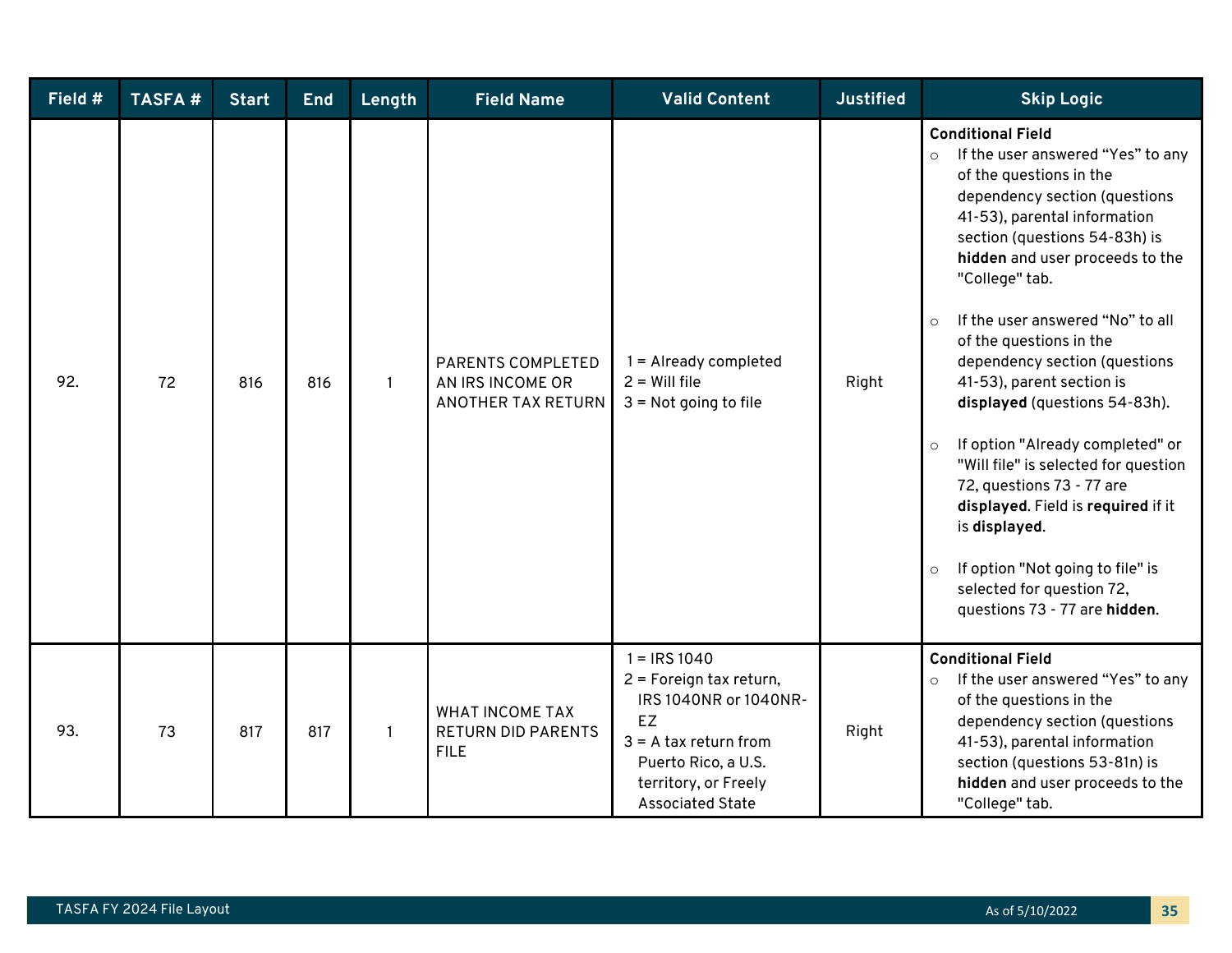| Field # | TASFA # | Start | End | Length | Field Name | Valid Content | Justified | Skip Logic |
|---|---|---|---|---|---|---|---|---|
| 92. | 72 | 816 | 816 | 1 | PARENTS COMPLETED AN IRS INCOME OR ANOTHER TAX RETURN | 1 = Already completed<br>2 = Will file<br>3 = Not going to file | Right | **Conditional Field**<br>○ If the user answered "Yes" to any of the questions in the dependency section (questions 41-53), parental information section (questions 54-83h) is **hidden** and user proceeds to the "College" tab.<br>○ If the user answered "No" to all of the questions in the dependency section (questions 41-53), parent section is **displayed** (questions 54-83h).<br>○ If option "Already completed" or "Will file" is selected for question 72, questions 73 - 77 are **displayed**. Field is **required** if it is **displayed**.<br>○ If option "Not going to file" is selected for question 72, questions 73 - 77 are **hidden**. |
| 93. | 73 | 817 | 817 | 1 | WHAT INCOME TAX RETURN DID PARENTS FILE | 1 = IRS 1040<br>2 = Foreign tax return, IRS 1040NR or 1040NR-EZ<br>3 = A tax return from Puerto Rico, a U.S. territory, or Freely Associated State | Right | **Conditional Field**<br>○ If the user answered "Yes" to any of the questions in the dependency section (questions 41-53), parental information section (questions 53-81n) is **hidden** and user proceeds to the "College" tab. |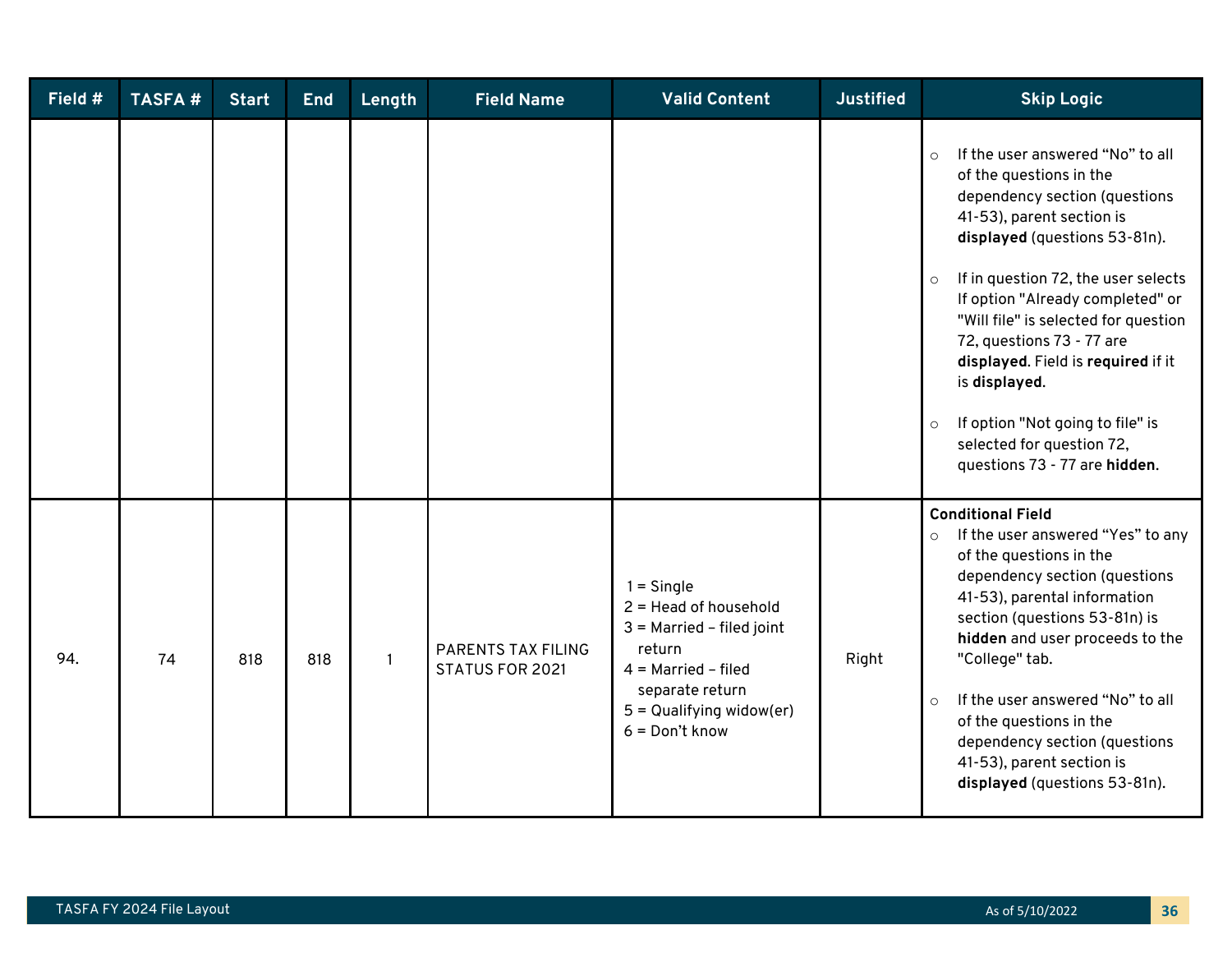| Field # | TASFA # | Start | End | Length | Field Name | Valid Content | Justified | Skip Logic |
|---|---|---|---|---|---|---|---|---|
| | | | | | | | | ○ If the user answered "No" to all of the questions in the dependency section (questions 41-53), parent section is **displayed** (questions 53-81n).<br><br>○ If in question 72, the user selects If option "Already completed" or "Will file" is selected for question 72, questions 73 - 77 are **displayed**. Field is **required** if it is **displayed**.<br><br>○ If option "Not going to file" is selected for question 72, questions 73 - 77 are **hidden**. |
| 94. | 74 | 818 | 818 | 1 | PARENTS TAX FILING STATUS FOR 2021 | 1 = Single<br>2 = Head of household<br>3 = Married – filed joint return<br>4 = Married – filed separate return<br>5 = Qualifying widow(er)<br>6 = Don't know | Right | **Conditional Field**<br>○ If the user answered "Yes" to any of the questions in the dependency section (questions 41-53), parental information section (questions 53-81n) is **hidden** and user proceeds to the "College" tab.<br><br>○ If the user answered "No" to all of the questions in the dependency section (questions 41-53), parent section is **displayed** (questions 53-81n). |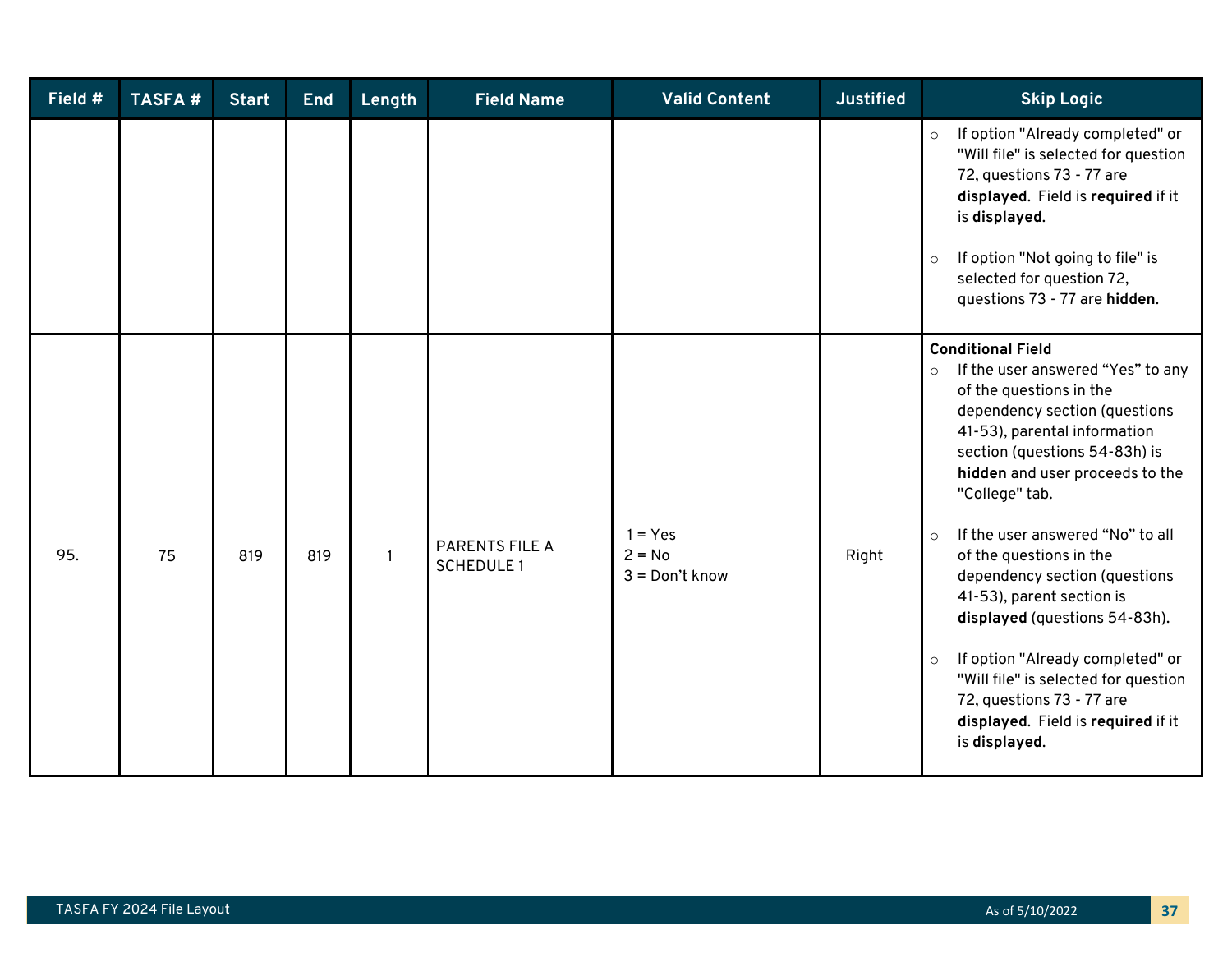| Field # | TASFA # | Start | End | Length | Field Name | Valid Content | Justified | Skip Logic |
|---|---|---|---|---|---|---|---|---|
| | | | | | | | | ○ If option "Already completed" or "Will file" is selected for question 72, questions 73 - 77 are **displayed**. Field is **required** if it is **displayed**.<br><br>○ If option "Not going to file" is selected for question 72, questions 73 - 77 are **hidden**. |
| 95. | 75 | 819 | 819 | 1 | PARENTS FILE A SCHEDULE 1 | 1 = Yes<br>2 = No<br>3 = Don't know | Right | **Conditional Field**<br>○ If the user answered "Yes" to any of the questions in the dependency section (questions 41-53), parental information section (questions 54-83h) is **hidden** and user proceeds to the "College" tab.<br><br>○ If the user answered "No" to all of the questions in the dependency section (questions 41-53), parent section is **displayed** (questions 54-83h).<br><br>○ If option "Already completed" or "Will file" is selected for question 72, questions 73 - 77 are **displayed**. Field is **required** if it is **displayed**. |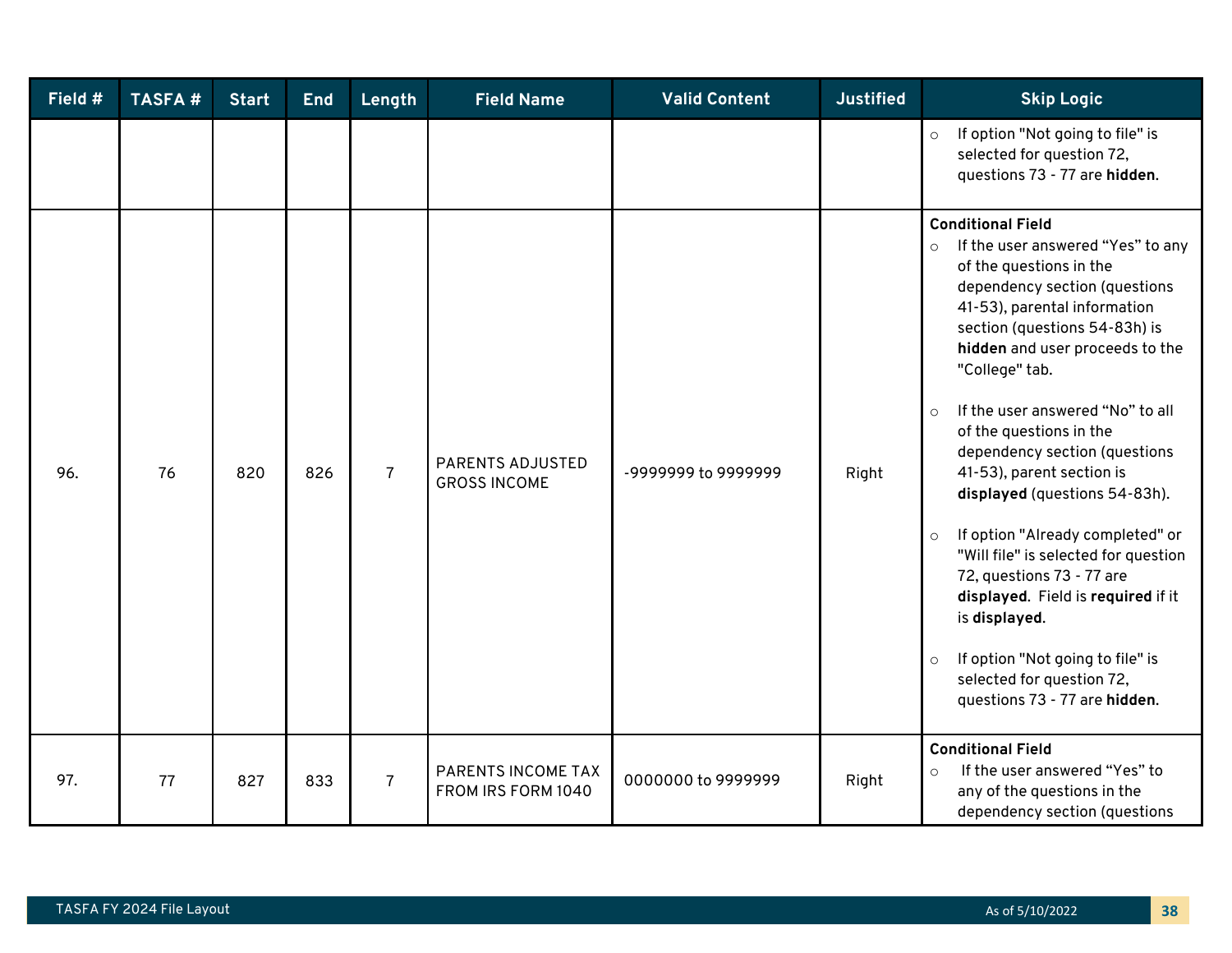| Field # | TASFA # | Start | End | Length | Field Name | Valid Content | Justified | Skip Logic |
|---|---|---|---|---|---|---|---|---|
| | | | | | | | | ○ If option "Not going to file" is selected for question 72, questions 73 - 77 are **hidden**. |
| 96. | 76 | 820 | 826 | 7 | PARENTS ADJUSTED GROSS INCOME | -9999999 to 9999999 | Right | **Conditional Field**<br>○ If the user answered "Yes" to any of the questions in the dependency section (questions 41-53), parental information section (questions 54-83h) is **hidden** and user proceeds to the "College" tab.<br><br>○ If the user answered "No" to all of the questions in the dependency section (questions 41-53), parent section is **displayed** (questions 54-83h).<br><br>○ If option "Already completed" or "Will file" is selected for question 72, questions 73 - 77 are **displayed**. Field is **required** if it is **displayed**.<br><br>○ If option "Not going to file" is selected for question 72, questions 73 - 77 are **hidden**. |
| 97. | 77 | 827 | 833 | 7 | PARENTS INCOME TAX FROM IRS FORM 1040 | 0000000 to 9999999 | Right | **Conditional Field**<br>○ If the user answered "Yes" to any of the questions in the dependency section (questions |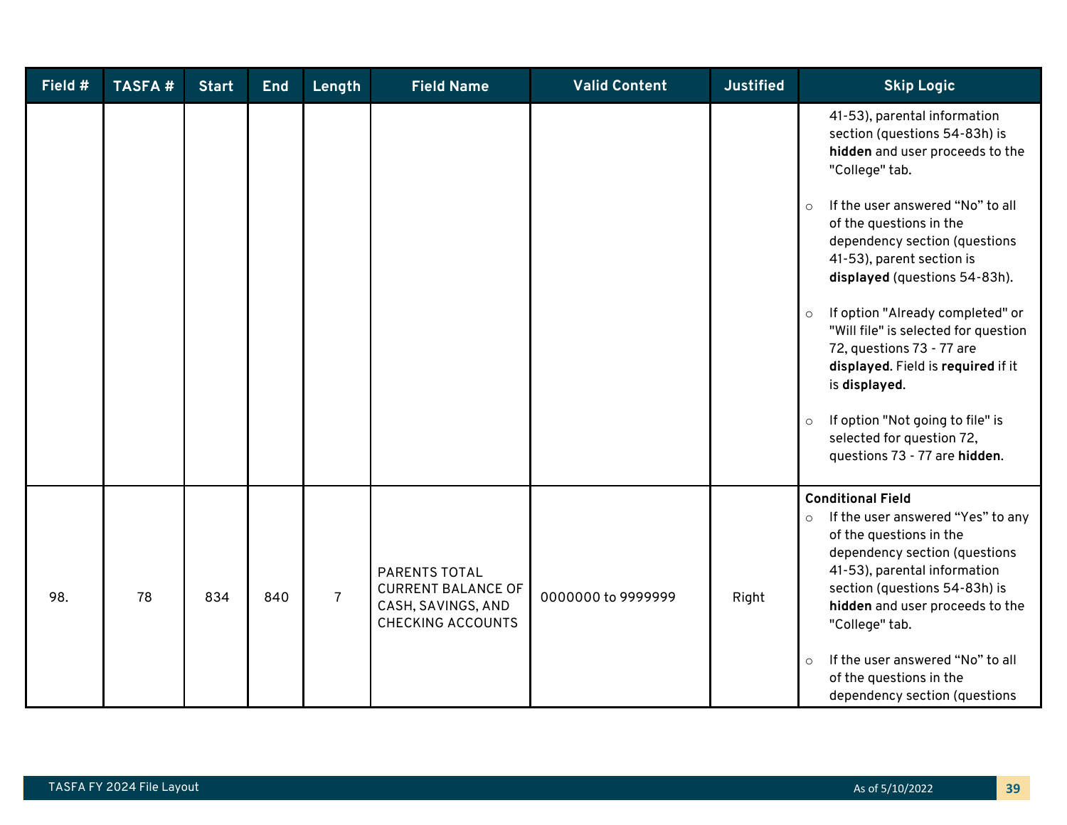| Field # | TASFA # | Start | End | Length | Field Name | Valid Content | Justified | Skip Logic |
|---|---|---|---|---|---|---|---|---|
| | | | | | | | | 41-53), parental information section (questions 54-83h) is **hidden** and user proceeds to the "College" tab.<br><br>○ If the user answered "No" to all of the questions in the dependency section (questions 41-53), parent section is **displayed** (questions 54-83h).<br><br>○ If option "Already completed" or "Will file" is selected for question 72, questions 73 - 77 are **displayed**. Field is **required** if it is **displayed**.<br><br>○ If option "Not going to file" is selected for question 72, questions 73 - 77 are **hidden**. |
| 98. | 78 | 834 | 840 | 7 | PARENTS TOTAL CURRENT BALANCE OF CASH, SAVINGS, AND CHECKING ACCOUNTS | 0000000 to 9999999 | Right | **Conditional Field**<br>○ If the user answered "Yes" to any of the questions in the dependency section (questions 41-53), parental information section (questions 54-83h) is **hidden** and user proceeds to the "College" tab.<br><br>○ If the user answered "No" to all of the questions in the dependency section (questions |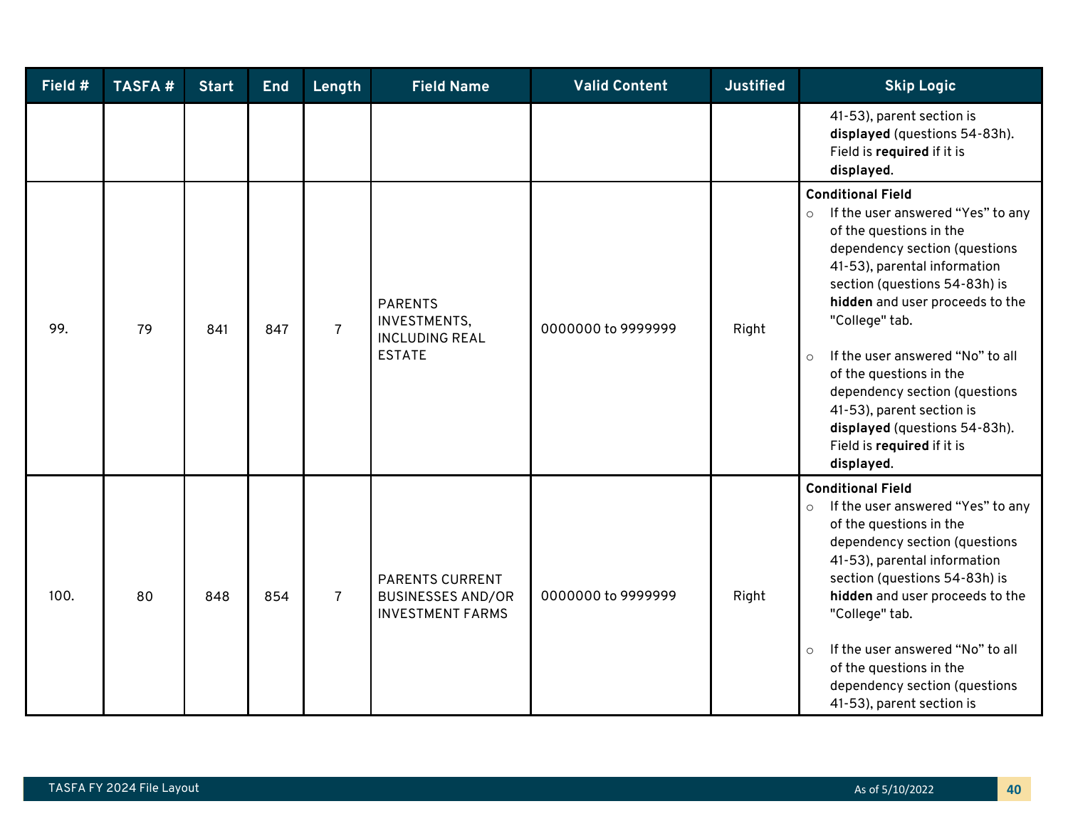| Field # | TASFA # | Start | End | Length | Field Name | Valid Content | Justified | Skip Logic |
|---|---|---|---|---|---|---|---|---|
| | | | | | | | | 41-53), parent section is **displayed** (questions 54-83h). Field is **required** if it is **displayed**. |
| 99. | 79 | 841 | 847 | 7 | PARENTS INVESTMENTS, INCLUDING REAL ESTATE | 0000000 to 9999999 | Right | **Conditional Field**<br>○ If the user answered "Yes" to any of the questions in the dependency section (questions 41-53), parental information section (questions 54-83h) is **hidden** and user proceeds to the "College" tab.<br>○ If the user answered "No" to all of the questions in the dependency section (questions 41-53), parent section is **displayed** (questions 54-83h). Field is **required** if it is **displayed**. |
| 100. | 80 | 848 | 854 | 7 | PARENTS CURRENT BUSINESSES AND/OR INVESTMENT FARMS | 0000000 to 9999999 | Right | **Conditional Field**<br>○ If the user answered "Yes" to any of the questions in the dependency section (questions 41-53), parental information section (questions 54-83h) is **hidden** and user proceeds to the "College" tab.<br>○ If the user answered "No" to all of the questions in the dependency section (questions 41-53), parent section is |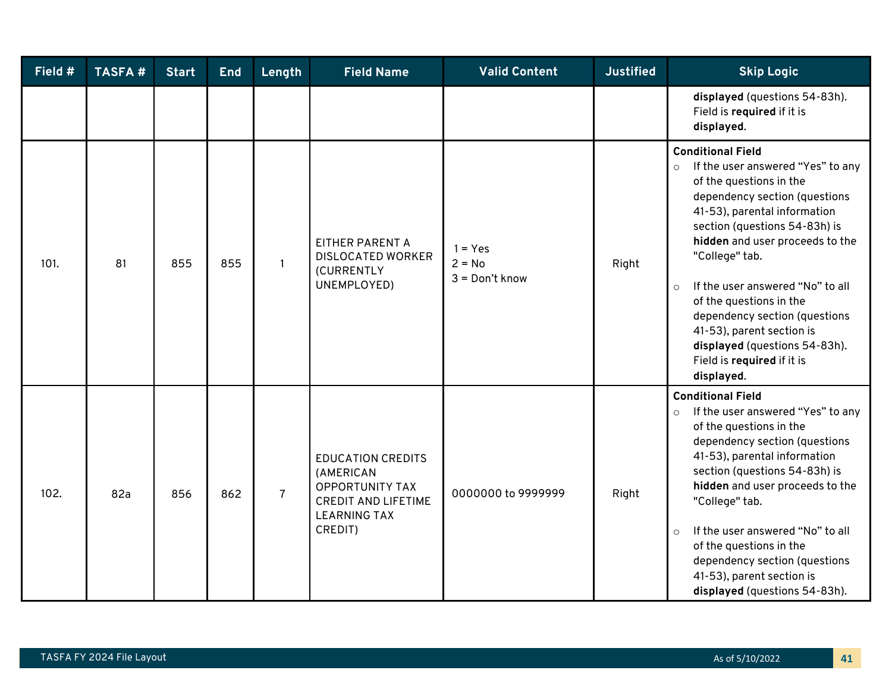| Field # | TASFA # | Start | End | Length | Field Name | Valid Content | Justified | Skip Logic |
|---|---|---|---|---|---|---|---|---|
| | | | | | | | | **displayed** (questions 54-83h). Field is **required** if it is **displayed**. |
| 101. | 81 | 855 | 855 | 1 | EITHER PARENT A DISLOCATED WORKER (CURRENTLY UNEMPLOYED) | 1 = Yes<br>2 = No<br>3 = Don't know | Right | **Conditional Field**<br>○ If the user answered "Yes" to any of the questions in the dependency section (questions 41-53), parental information section (questions 54-83h) is **hidden** and user proceeds to the "College" tab.<br>○ If the user answered "No" to all of the questions in the dependency section (questions 41-53), parent section is **displayed** (questions 54-83h). Field is **required** if it is **displayed**. |
| 102. | 82a | 856 | 862 | 7 | EDUCATION CREDITS (AMERICAN OPPORTUNITY TAX CREDIT AND LIFETIME LEARNING TAX CREDIT) | 0000000 to 9999999 | Right | **Conditional Field**<br>○ If the user answered "Yes" to any of the questions in the dependency section (questions 41-53), parental information section (questions 54-83h) is **hidden** and user proceeds to the "College" tab.<br>○ If the user answered "No" to all of the questions in the dependency section (questions 41-53), parent section is **displayed** (questions 54-83h). |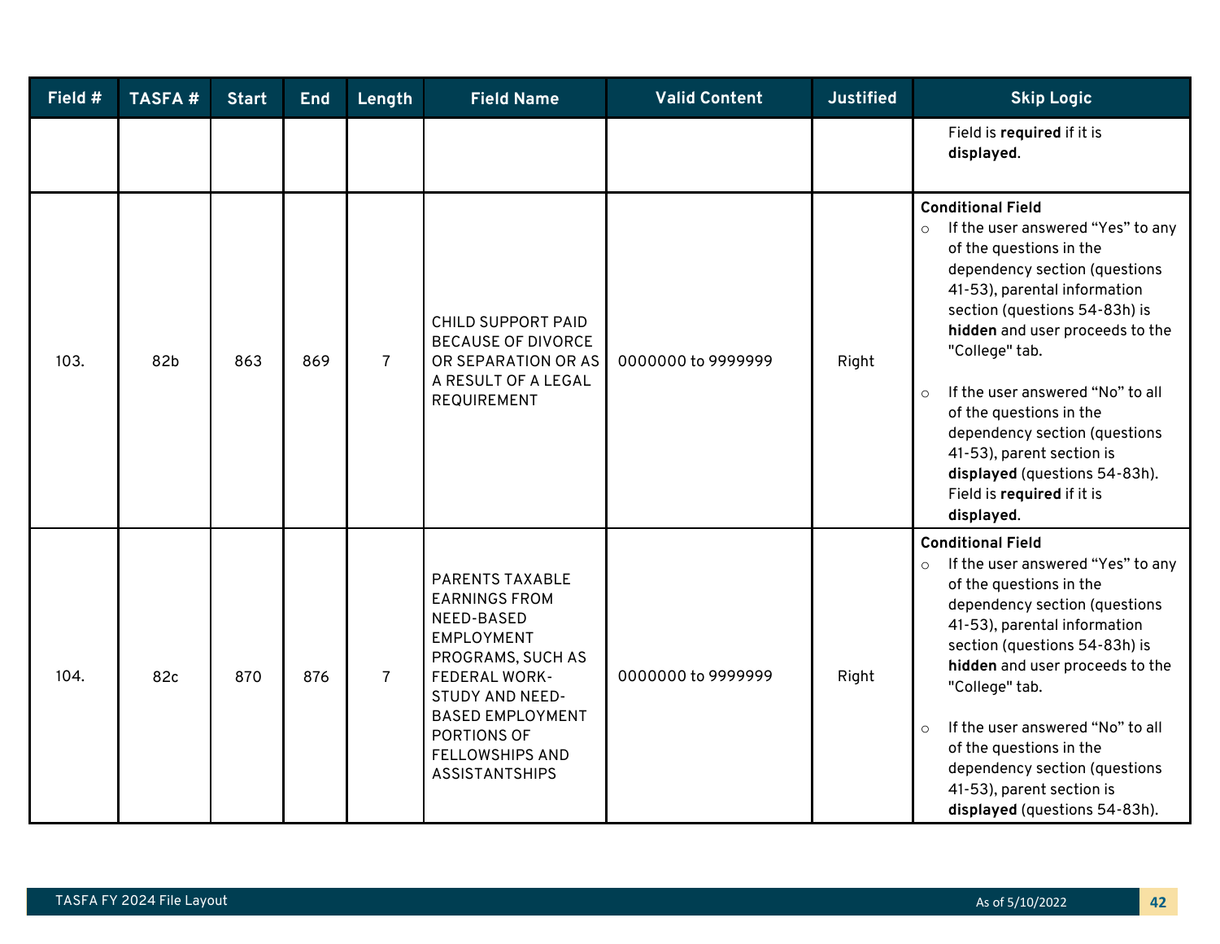| Field # | TASFA # | Start | End | Length | Field Name | Valid Content | Justified | Skip Logic |
|---|---|---|---|---|---|---|---|---|
| | | | | | | | | Field is **required** if it is **displayed**. |
| 103. | 82b | 863 | 869 | 7 | CHILD SUPPORT PAID BECAUSE OF DIVORCE OR SEPARATION OR AS A RESULT OF A LEGAL REQUIREMENT | 0000000 to 9999999 | Right | **Conditional Field**<br>○ If the user answered “Yes” to any of the questions in the dependency section (questions 41-53), parental information section (questions 54-83h) is **hidden** and user proceeds to the "College" tab.<br>○ If the user answered “No” to all of the questions in the dependency section (questions 41-53), parent section is **displayed** (questions 54-83h). Field is **required** if it is **displayed**. |
| 104. | 82c | 870 | 876 | 7 | PARENTS TAXABLE EARNINGS FROM NEED-BASED EMPLOYMENT PROGRAMS, SUCH AS FEDERAL WORK-STUDY AND NEED-BASED EMPLOYMENT PORTIONS OF FELLOWSHIPS AND ASSISTANTSHIPS | 0000000 to 9999999 | Right | **Conditional Field**<br>○ If the user answered “Yes” to any of the questions in the dependency section (questions 41-53), parental information section (questions 54-83h) is **hidden** and user proceeds to the "College" tab.<br>○ If the user answered “No” to all of the questions in the dependency section (questions 41-53), parent section is **displayed** (questions 54-83h). |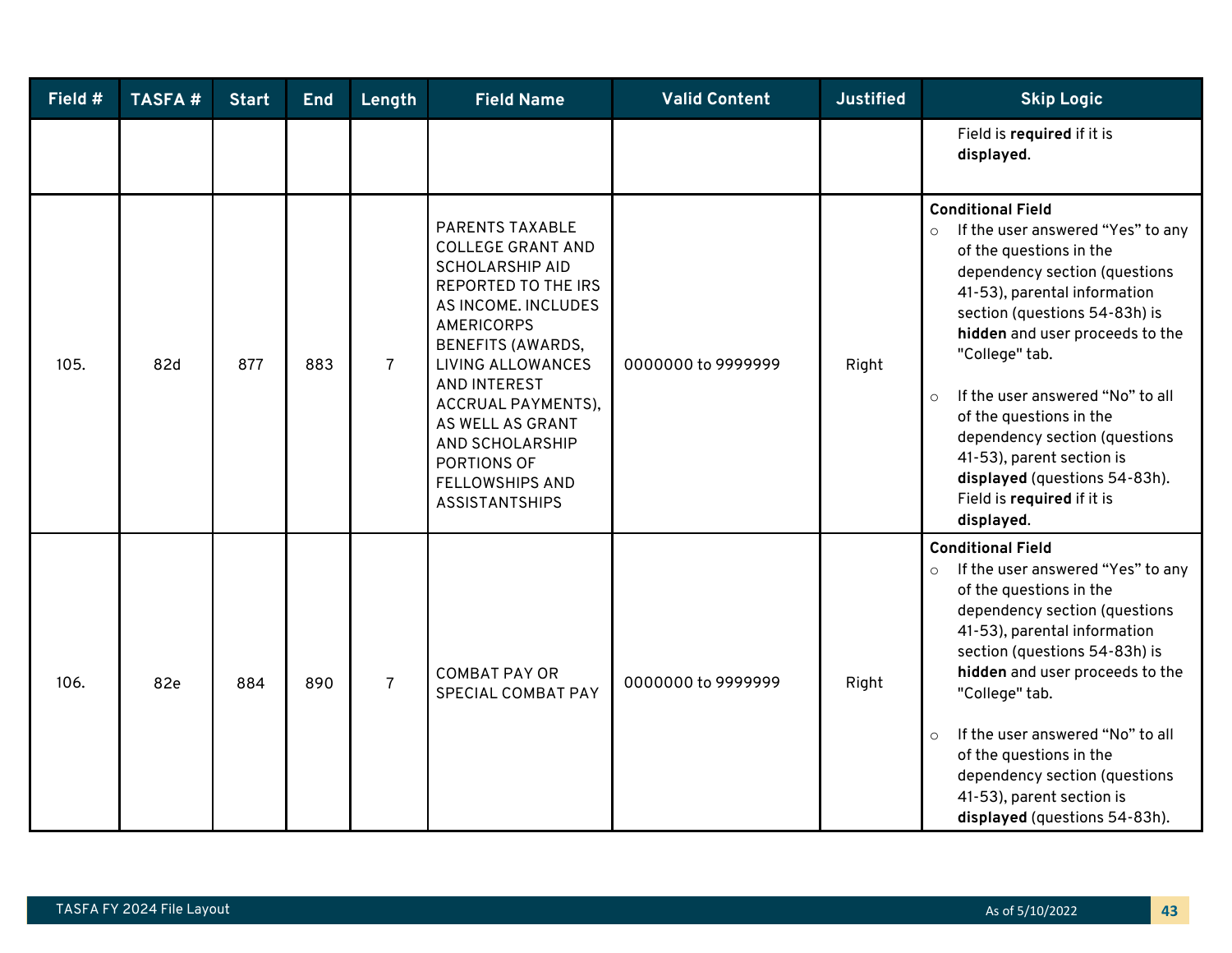| Field # | TASFA # | Start | End | Length | Field Name | Valid Content | Justified | Skip Logic |
|---|---|---|---|---|---|---|---|---|
| | | | | | | | | Field is **required** if it is **displayed**. |
| 105. | 82d | 877 | 883 | 7 | PARENTS TAXABLE COLLEGE GRANT AND SCHOLARSHIP AID REPORTED TO THE IRS AS INCOME. INCLUDES AMERICORPS BENEFITS (AWARDS, LIVING ALLOWANCES AND INTEREST ACCRUAL PAYMENTS), AS WELL AS GRANT AND SCHOLARSHIP PORTIONS OF FELLOWSHIPS AND ASSISTANTSHIPS | 0000000 to 9999999 | Right | **Conditional Field**<br>○ If the user answered "Yes" to any of the questions in the dependency section (questions 41-53), parental information section (questions 54-83h) is **hidden** and user proceeds to the "College" tab.<br>○ If the user answered "No" to all of the questions in the dependency section (questions 41-53), parent section is **displayed** (questions 54-83h). Field is **required** if it is **displayed**. |
| 106. | 82e | 884 | 890 | 7 | COMBAT PAY OR SPECIAL COMBAT PAY | 0000000 to 9999999 | Right | **Conditional Field**<br>○ If the user answered "Yes" to any of the questions in the dependency section (questions 41-53), parental information section (questions 54-83h) is **hidden** and user proceeds to the "College" tab.<br>○ If the user answered "No" to all of the questions in the dependency section (questions 41-53), parent section is **displayed** (questions 54-83h). |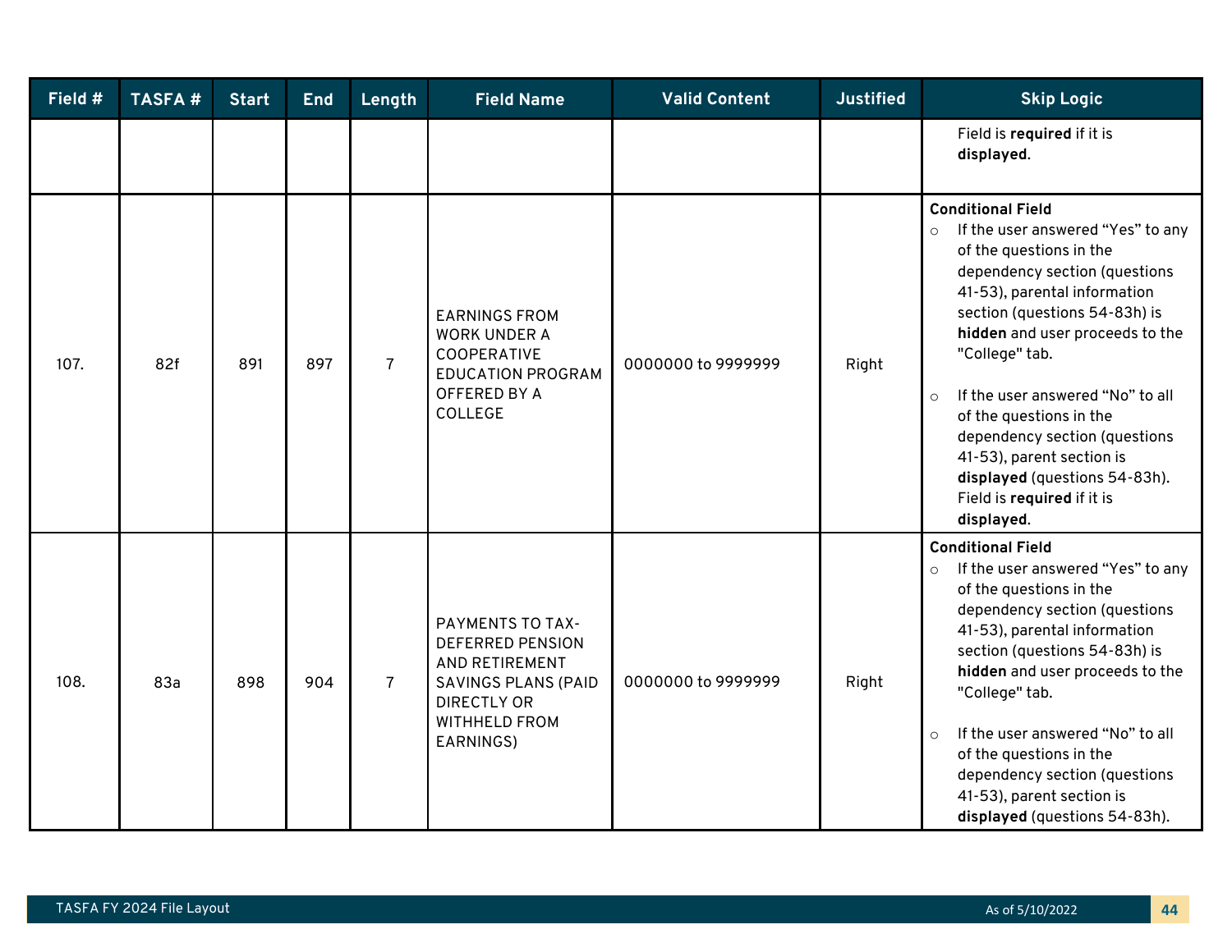| Field # | TASFA # | Start | End | Length | Field Name | Valid Content | Justified | Skip Logic |
|---|---|---|---|---|---|---|---|---|
| | | | | | | | | Field is **required** if it is **displayed**. |
| 107. | 82f | 891 | 897 | 7 | EARNINGS FROM WORK UNDER A COOPERATIVE EDUCATION PROGRAM OFFERED BY A COLLEGE | 0000000 to 9999999 | Right | **Conditional Field**<br>○ If the user answered "Yes" to any of the questions in the dependency section (questions 41-53), parental information section (questions 54-83h) is **hidden** and user proceeds to the "College" tab.<br>○ If the user answered "No" to all of the questions in the dependency section (questions 41-53), parent section is **displayed** (questions 54-83h). Field is **required** if it is **displayed**. |
| 108. | 83a | 898 | 904 | 7 | PAYMENTS TO TAX-DEFERRED PENSION AND RETIREMENT SAVINGS PLANS (PAID DIRECTLY OR WITHHELD FROM EARNINGS) | 0000000 to 9999999 | Right | **Conditional Field**<br>○ If the user answered "Yes" to any of the questions in the dependency section (questions 41-53), parental information section (questions 54-83h) is **hidden** and user proceeds to the "College" tab.<br>○ If the user answered "No" to all of the questions in the dependency section (questions 41-53), parent section is **displayed** (questions 54-83h). |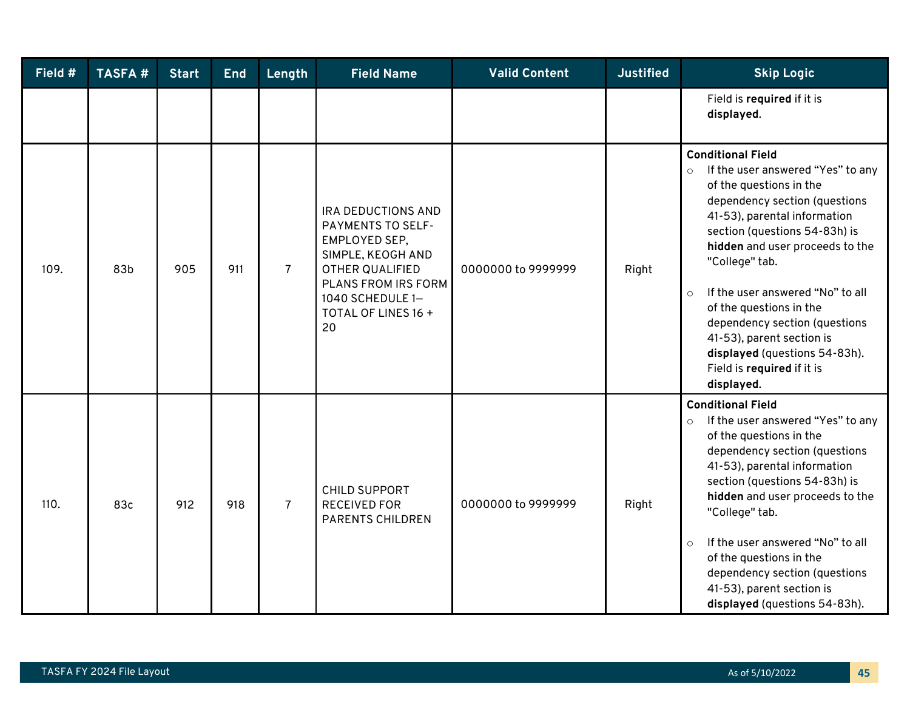| Field # | TASFA # | Start | End | Length | Field Name | Valid Content | Justified | Skip Logic |
|---|---|---|---|---|---|---|---|---|
| | | | | | | | | Field is **required** if it is **displayed**. |
| 109. | 83b | 905 | 911 | 7 | IRA DEDUCTIONS AND PAYMENTS TO SELF-EMPLOYED SEP, SIMPLE, KEOGH AND OTHER QUALIFIED PLANS FROM IRS FORM 1040 SCHEDULE 1—TOTAL OF LINES 16 + 20 | 0000000 to 9999999 | Right | **Conditional Field**<br>○ If the user answered "Yes" to any of the questions in the dependency section (questions 41-53), parental information section (questions 54-83h) is **hidden** and user proceeds to the "College" tab.<br>○ If the user answered "No" to all of the questions in the dependency section (questions 41-53), parent section is **displayed** (questions 54-83h). Field is **required** if it is **displayed**. |
| 110. | 83c | 912 | 918 | 7 | CHILD SUPPORT RECEIVED FOR PARENTS CHILDREN | 0000000 to 9999999 | Right | **Conditional Field**<br>○ If the user answered "Yes" to any of the questions in the dependency section (questions 41-53), parental information section (questions 54-83h) is **hidden** and user proceeds to the "College" tab.<br>○ If the user answered "No" to all of the questions in the dependency section (questions 41-53), parent section is **displayed** (questions 54-83h). |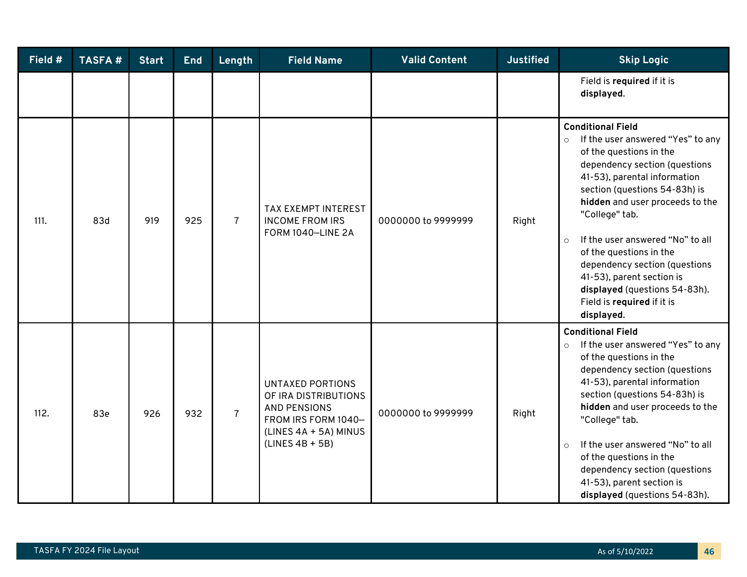| Field # | TASFA # | Start | End | Length | Field Name | Valid Content | Justified | Skip Logic |
|---|---|---|---|---|---|---|---|---|
| | | | | | | | | Field is **required** if it is **displayed**. |
| 111. | 83d | 919 | 925 | 7 | TAX EXEMPT INTEREST INCOME FROM IRS FORM 1040—LINE 2A | 0000000 to 9999999 | Right | **Conditional Field**<br>○ If the user answered "Yes" to any of the questions in the dependency section (questions 41-53), parental information section (questions 54-83h) is **hidden** and user proceeds to the "College" tab.<br>○ If the user answered "No" to all of the questions in the dependency section (questions 41-53), parent section is **displayed** (questions 54-83h). Field is **required** if it is **displayed**. |
| 112. | 83e | 926 | 932 | 7 | UNTAXED PORTIONS OF IRA DISTRIBUTIONS AND PENSIONS FROM IRS FORM 1040—(LINES 4A + 5A) MINUS (LINES 4B + 5B) | 0000000 to 9999999 | Right | **Conditional Field**<br>○ If the user answered "Yes" to any of the questions in the dependency section (questions 41-53), parental information section (questions 54-83h) is **hidden** and user proceeds to the "College" tab.<br>○ If the user answered "No" to all of the questions in the dependency section (questions 41-53), parent section is **displayed** (questions 54-83h). |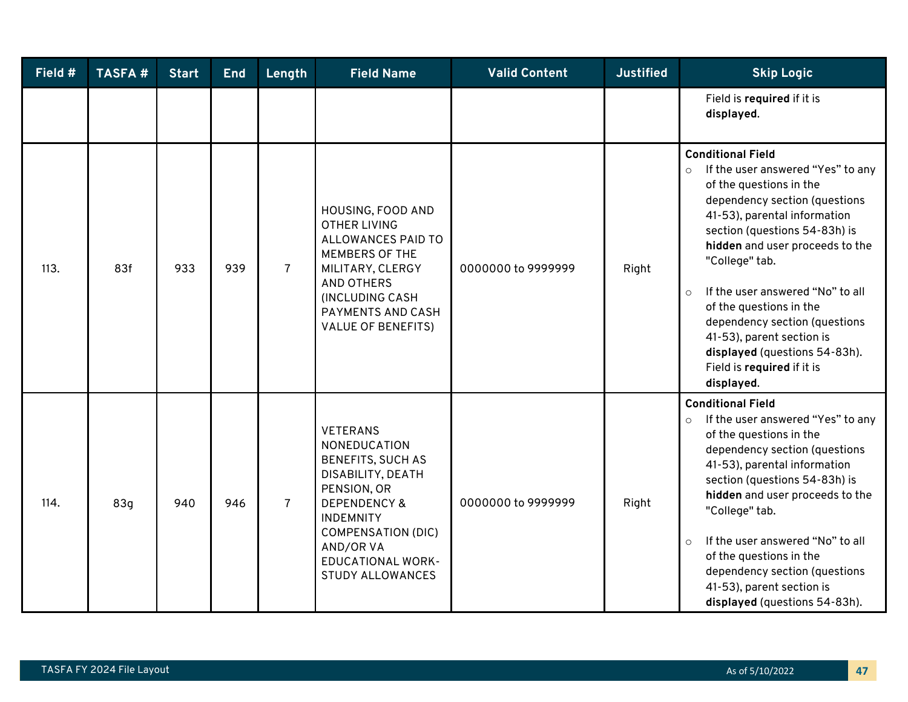| Field # | TASFA # | Start | End | Length | Field Name | Valid Content | Justified | Skip Logic |
|---|---|---|---|---|---|---|---|---|
| | | | | | | | | Field is **required** if it is **displayed**. |
| 113. | 83f | 933 | 939 | 7 | HOUSING, FOOD AND OTHER LIVING ALLOWANCES PAID TO MEMBERS OF THE MILITARY, CLERGY AND OTHERS (INCLUDING CASH PAYMENTS AND CASH VALUE OF BENEFITS) | 0000000 to 9999999 | Right | **Conditional Field**<br>○ If the user answered "Yes" to any of the questions in the dependency section (questions 41-53), parental information section (questions 54-83h) is **hidden** and user proceeds to the "College" tab.<br>○ If the user answered "No" to all of the questions in the dependency section (questions 41-53), parent section is **displayed** (questions 54-83h). Field is **required** if it is **displayed**. |
| 114. | 83g | 940 | 946 | 7 | VETERANS NONEDUCATION BENEFITS, SUCH AS DISABILITY, DEATH PENSION, OR DEPENDENCY & INDEMNITY COMPENSATION (DIC) AND/OR VA EDUCATIONAL WORK-STUDY ALLOWANCES | 0000000 to 9999999 | Right | **Conditional Field**<br>○ If the user answered "Yes" to any of the questions in the dependency section (questions 41-53), parental information section (questions 54-83h) is **hidden** and user proceeds to the "College" tab.<br>○ If the user answered "No" to all of the questions in the dependency section (questions 41-53), parent section is **displayed** (questions 54-83h). |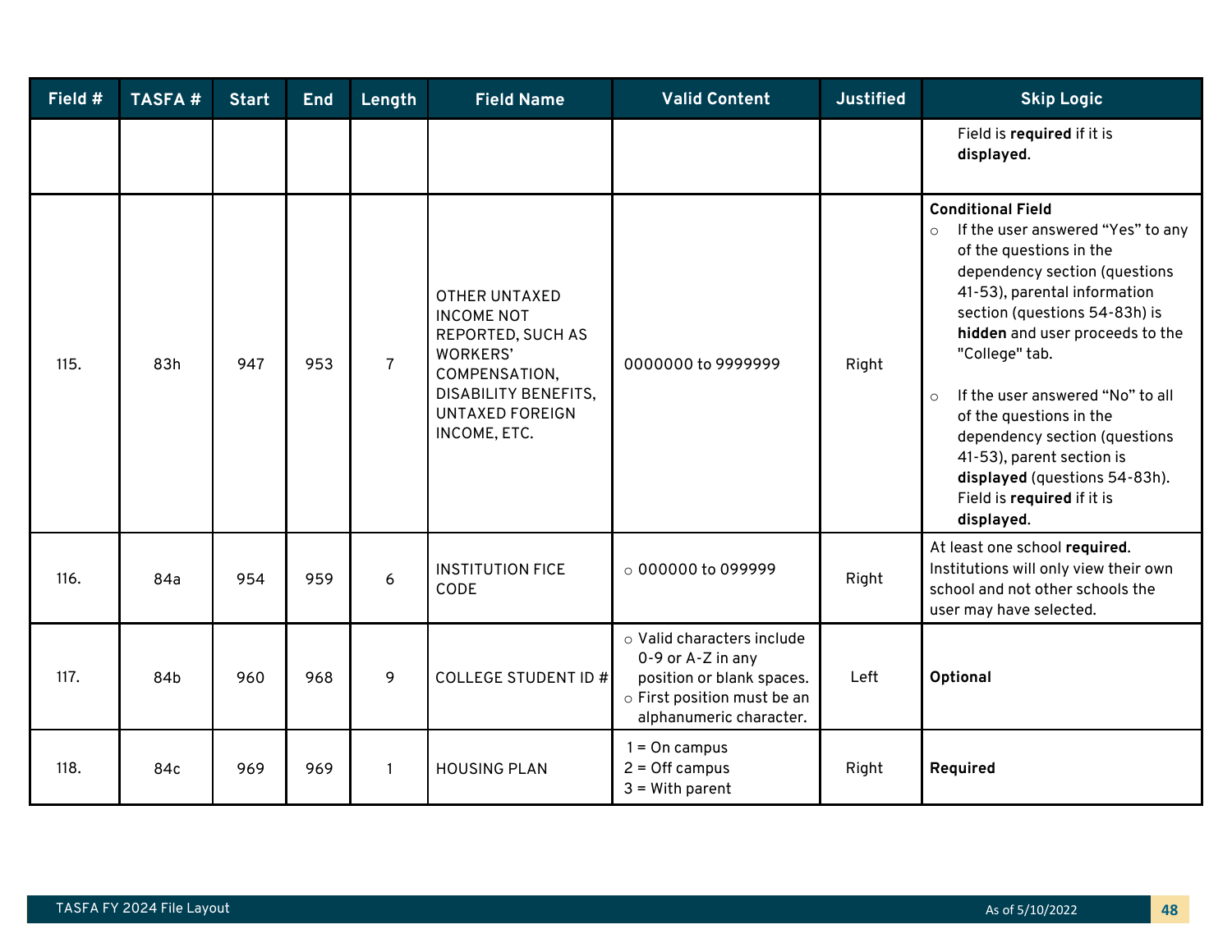| Field # | TASFA # | Start | End | Length | Field Name | Valid Content | Justified | Skip Logic |
|---|---|---|---|---|---|---|---|---|
| | | | | | | | | Field is **required** if it is **displayed**. |
| 115. | 83h | 947 | 953 | 7 | OTHER UNTAXED INCOME NOT REPORTED, SUCH AS WORKERS' COMPENSATION, DISABILITY BENEFITS, UNTAXED FOREIGN INCOME, ETC. | 0000000 to 9999999 | Right | **Conditional Field**<br>○ If the user answered "Yes" to any of the questions in the dependency section (questions 41-53), parental information section (questions 54-83h) is **hidden** and user proceeds to the "College" tab.<br>○ If the user answered "No" to all of the questions in the dependency section (questions 41-53), parent section is **displayed** (questions 54-83h). Field is **required** if it is **displayed**. |
| 116. | 84a | 954 | 959 | 6 | INSTITUTION FICE CODE | ○ 000000 to 099999 | Right | At least one school **required**. Institutions will only view their own school and not other schools the user may have selected. |
| 117. | 84b | 960 | 968 | 9 | COLLEGE STUDENT ID # | ○ Valid characters include 0-9 or A-Z in any position or blank spaces.<br>○ First position must be an alphanumeric character. | Left | **Optional** |
| 118. | 84c | 969 | 969 | 1 | HOUSING PLAN | 1 = On campus<br>2 = Off campus<br>3 = With parent | Right | **Required** |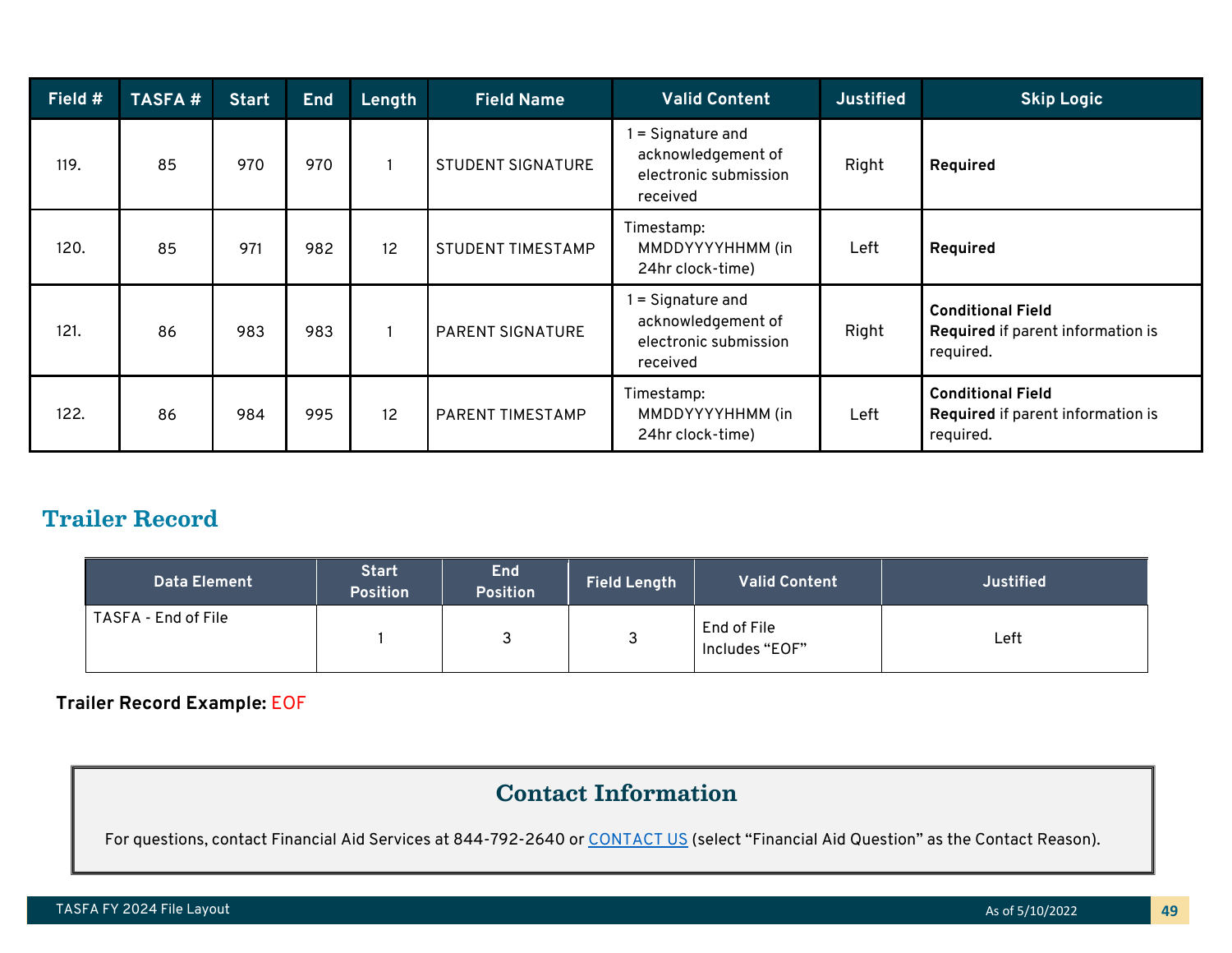| Field # | TASFA # | Start | End | Length | Field Name | Valid Content | Justified | Skip Logic |
|---|---|---|---|---|---|---|---|---|
| 119. | 85 | 970 | 970 | 1 | STUDENT SIGNATURE | 1 = Signature and acknowledgement of electronic submission received | Right | **Required** |
| 120. | 85 | 971 | 982 | 12 | STUDENT TIMESTAMP | Timestamp: MMDDYYYYHHMM (in 24hr clock-time) | Left | **Required** |
| 121. | 86 | 983 | 983 | 1 | PARENT SIGNATURE | 1 = Signature and acknowledgement of electronic submission received | Right | **Conditional Field** **Required** if parent information is required. |
| 122. | 86 | 984 | 995 | 12 | PARENT TIMESTAMP | Timestamp: MMDDYYYYHHMM (in 24hr clock-time) | Left | **Conditional Field** **Required** if parent information is required. |

## Trailer Record

| Data Element | Start Position | End Position | Field Length | Valid Content | Justified |
|---|---|---|---|---|---|
| TASFA - End of File | 1 | 3 | 3 | End of File Includes "EOF" | Left |

**Trailer Record Example:** EOF

## Contact Information

For questions, contact Financial Aid Services at 844-792-2640 or CONTACT US (select "Financial Aid Question" as the Contact Reason).